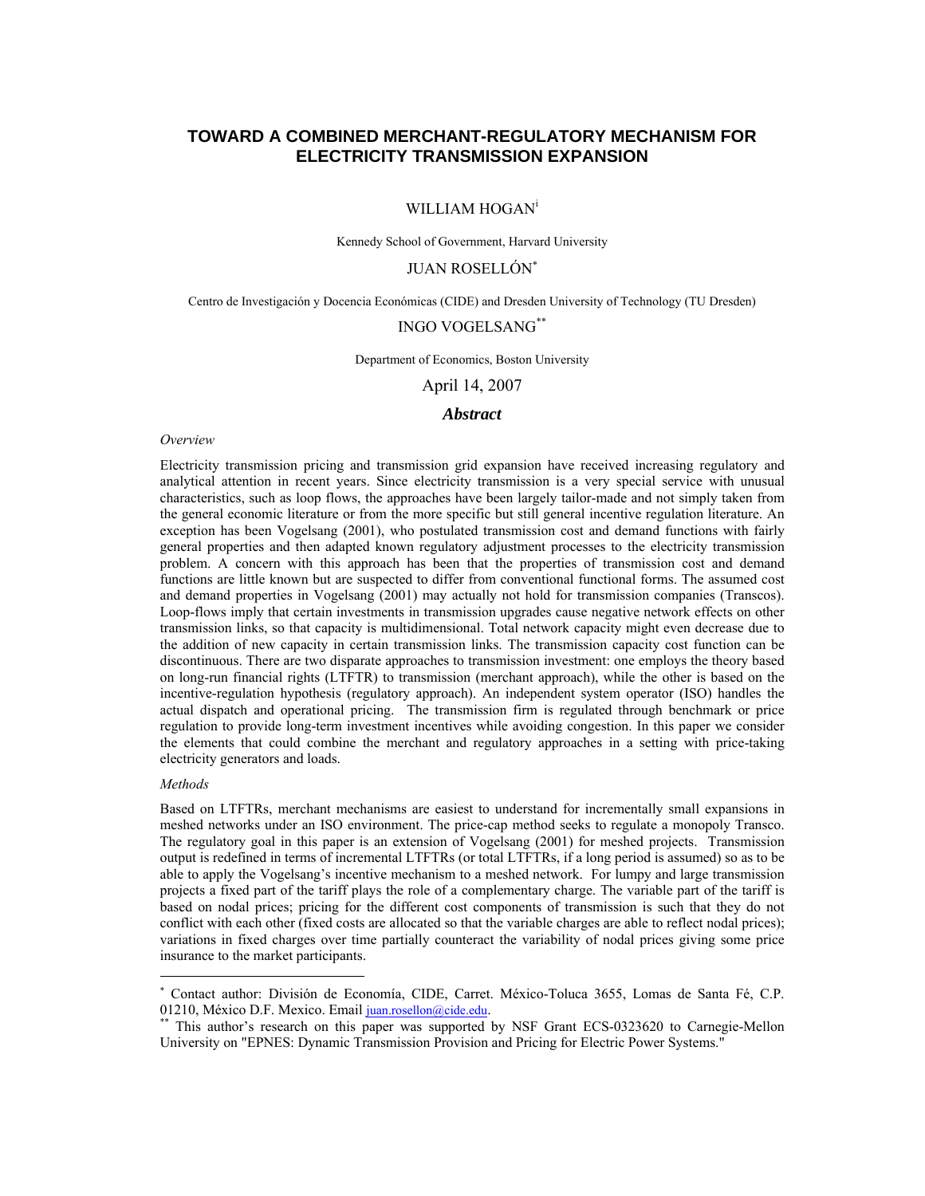# TOWARD A COMBINED MERCHANT-REGULATORY MECHANISM FOR ELECTRICITY TRANSMISSION EXPANSION

WILLIAM HOGAN[i]

Kennedy School of Government, Harvard University

JUAN ROSELLÓN[*]

Centro de Investigación y Docencia Económicas (CIDE) and Dresden University of Technology (TU Dresden)

INGO VOGELSANG[**]

Department of Economics, Boston University

April 14, 2007

## *Abstract*

*Overview*

Electricity transmission pricing and transmission grid expansion have received increasing regulatory and analytical attention in recent years. Since electricity transmission is a very special service with unusual characteristics, such as loop flows, the approaches have been largely tailor-made and not simply taken from the general economic literature or from the more specific but still general incentive regulation literature. An exception has been Vogelsang (2001), who postulated transmission cost and demand functions with fairly general properties and then adapted known regulatory adjustment processes to the electricity transmission problem. A concern with this approach has been that the properties of transmission cost and demand functions are little known but are suspected to differ from conventional functional forms. The assumed cost and demand properties in Vogelsang (2001) may actually not hold for transmission companies (Transcos). Loop-flows imply that certain investments in transmission upgrades cause negative network effects on other transmission links, so that capacity is multidimensional. Total network capacity might even decrease due to the addition of new capacity in certain transmission links. The transmission capacity cost function can be discontinuous. There are two disparate approaches to transmission investment: one employs the theory based on long-run financial rights (LTFTR) to transmission (merchant approach), while the other is based on the incentive-regulation hypothesis (regulatory approach). An independent system operator (ISO) handles the actual dispatch and operational pricing. The transmission firm is regulated through benchmark or price regulation to provide long-term investment incentives while avoiding congestion. In this paper we consider the elements that could combine the merchant and regulatory approaches in a setting with price-taking electricity generators and loads.

*Methods*

Based on LTFTRs, merchant mechanisms are easiest to understand for incrementally small expansions in meshed networks under an ISO environment. The price-cap method seeks to regulate a monopoly Transco. The regulatory goal in this paper is an extension of Vogelsang (2001) for meshed projects. Transmission output is redefined in terms of incremental LTFTRs (or total LTFTRs, if a long period is assumed) so as to be able to apply the Vogelsang's incentive mechanism to a meshed network. For lumpy and large transmission projects a fixed part of the tariff plays the role of a complementary charge. The variable part of the tariff is based on nodal prices; pricing for the different cost components of transmission is such that they do not conflict with each other (fixed costs are allocated so that the variable charges are able to reflect nodal prices); variations in fixed charges over time partially counteract the variability of nodal prices giving some price insurance to the market participants.

---

[*] Contact author: División de Economía, CIDE, Carret. México-Toluca 3655, Lomas de Santa Fé, C.P. 01210, México D.F. Mexico. Email juan.rosellon@cide.edu.

[**] This author's research on this paper was supported by NSF Grant ECS-0323620 to Carnegie-Mellon University on "EPNES: Dynamic Transmission Provision and Pricing for Electric Power Systems."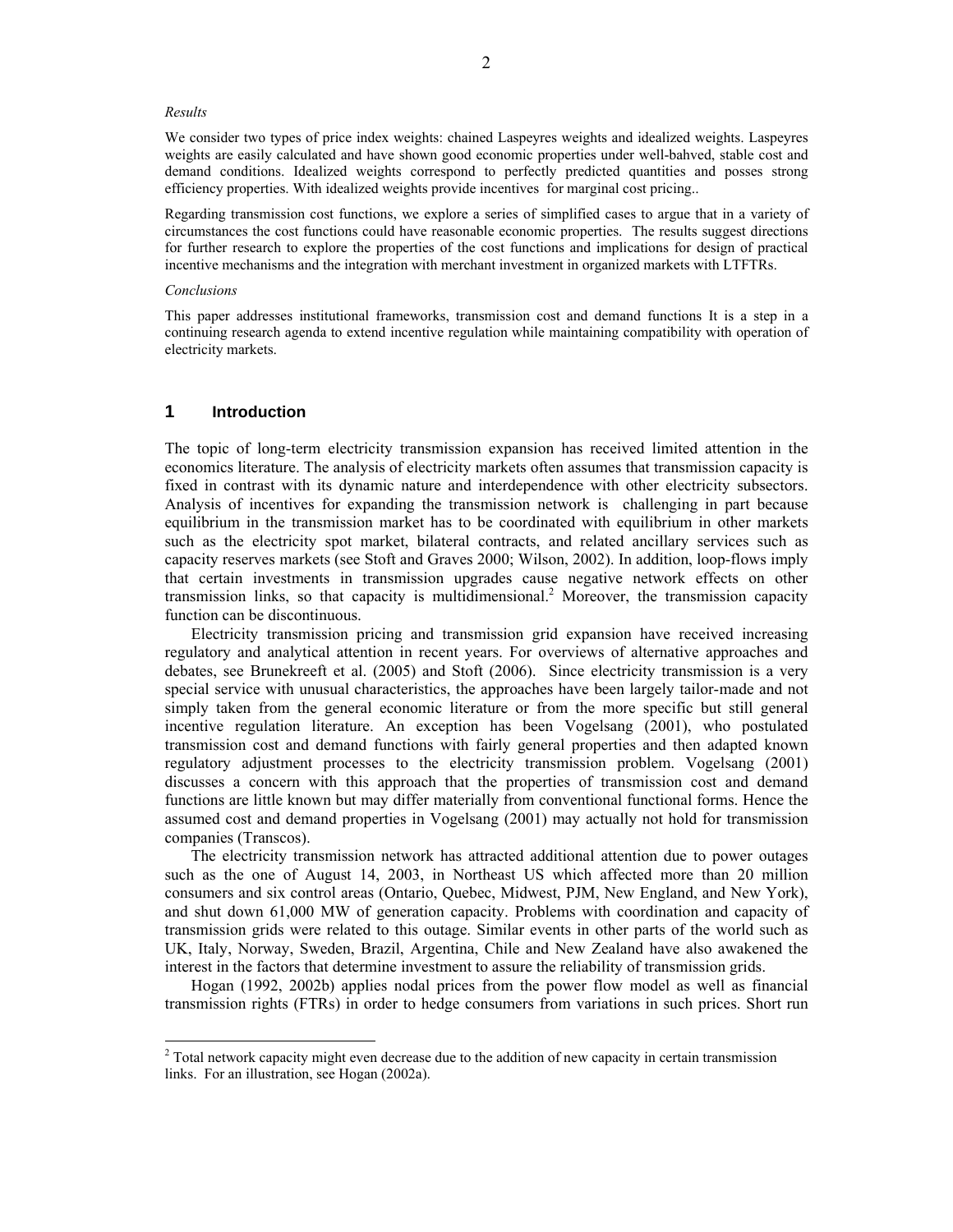*Results*

We consider two types of price index weights: chained Laspeyres weights and idealized weights. Laspeyres weights are easily calculated and have shown good economic properties under well-bahved, stable cost and demand conditions. Idealized weights correspond to perfectly predicted quantities and posses strong efficiency properties. With idealized weights provide incentives for marginal cost pricing..

Regarding transmission cost functions, we explore a series of simplified cases to argue that in a variety of circumstances the cost functions could have reasonable economic properties. The results suggest directions for further research to explore the properties of the cost functions and implications for design of practical incentive mechanisms and the integration with merchant investment in organized markets with LTFTRs.

*Conclusions*

This paper addresses institutional frameworks, transmission cost and demand functions It is a step in a continuing research agenda to extend incentive regulation while maintaining compatibility with operation of electricity markets.

## 1 Introduction

The topic of long-term electricity transmission expansion has received limited attention in the economics literature. The analysis of electricity markets often assumes that transmission capacity is fixed in contrast with its dynamic nature and interdependence with other electricity subsectors. Analysis of incentives for expanding the transmission network is challenging in part because equilibrium in the transmission market has to be coordinated with equilibrium in other markets such as the electricity spot market, bilateral contracts, and related ancillary services such as capacity reserves markets (see Stoft and Graves 2000; Wilson, 2002). In addition, loop-flows imply that certain investments in transmission upgrades cause negative network effects on other transmission links, so that capacity is multidimensional.[2] Moreover, the transmission capacity function can be discontinuous.

Electricity transmission pricing and transmission grid expansion have received increasing regulatory and analytical attention in recent years. For overviews of alternative approaches and debates, see Brunekreeft et al. (2005) and Stoft (2006). Since electricity transmission is a very special service with unusual characteristics, the approaches have been largely tailor-made and not simply taken from the general economic literature or from the more specific but still general incentive regulation literature. An exception has been Vogelsang (2001), who postulated transmission cost and demand functions with fairly general properties and then adapted known regulatory adjustment processes to the electricity transmission problem. Vogelsang (2001) discusses a concern with this approach that the properties of transmission cost and demand functions are little known but may differ materially from conventional functional forms. Hence the assumed cost and demand properties in Vogelsang (2001) may actually not hold for transmission companies (Transcos).

The electricity transmission network has attracted additional attention due to power outages such as the one of August 14, 2003, in Northeast US which affected more than 20 million consumers and six control areas (Ontario, Quebec, Midwest, PJM, New England, and New York), and shut down 61,000 MW of generation capacity. Problems with coordination and capacity of transmission grids were related to this outage. Similar events in other parts of the world such as UK, Italy, Norway, Sweden, Brazil, Argentina, Chile and New Zealand have also awakened the interest in the factors that determine investment to assure the reliability of transmission grids.

Hogan (1992, 2002b) applies nodal prices from the power flow model as well as financial transmission rights (FTRs) in order to hedge consumers from variations in such prices. Short run

[2] Total network capacity might even decrease due to the addition of new capacity in certain transmission links. For an illustration, see Hogan (2002a).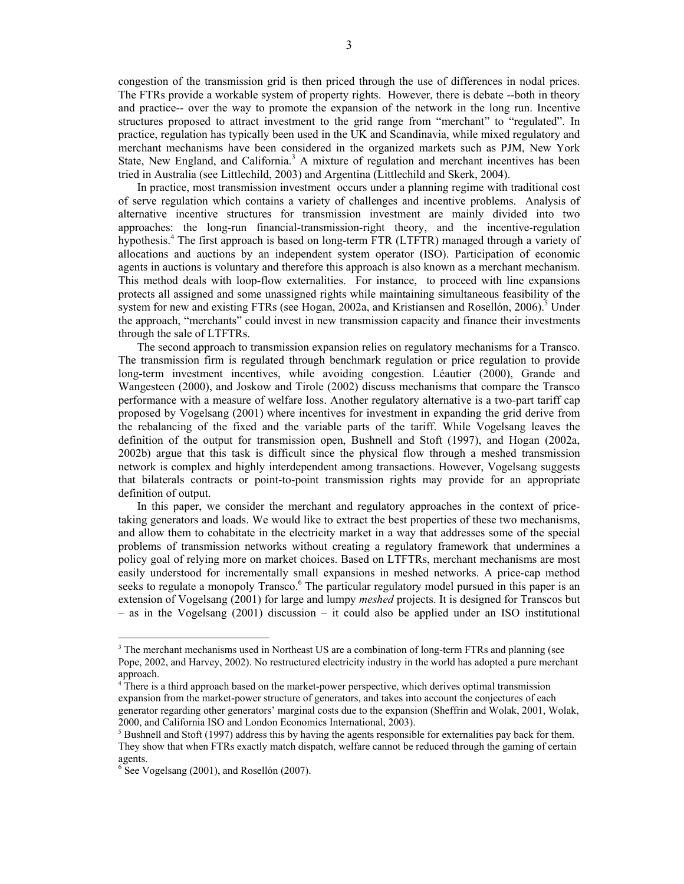congestion of the transmission grid is then priced through the use of differences in nodal prices. The FTRs provide a workable system of property rights. However, there is debate --both in theory and practice-- over the way to promote the expansion of the network in the long run. Incentive structures proposed to attract investment to the grid range from "merchant" to "regulated". In practice, regulation has typically been used in the UK and Scandinavia, while mixed regulatory and merchant mechanisms have been considered in the organized markets such as PJM, New York State, New England, and California.[3] A mixture of regulation and merchant incentives has been tried in Australia (see Littlechild, 2003) and Argentina (Littlechild and Skerk, 2004).

In practice, most transmission investment occurs under a planning regime with traditional cost of serve regulation which contains a variety of challenges and incentive problems. Analysis of alternative incentive structures for transmission investment are mainly divided into two approaches: the long-run financial-transmission-right theory, and the incentive-regulation hypothesis.[4] The first approach is based on long-term FTR (LTFTR) managed through a variety of allocations and auctions by an independent system operator (ISO). Participation of economic agents in auctions is voluntary and therefore this approach is also known as a merchant mechanism. This method deals with loop-flow externalities. For instance, to proceed with line expansions protects all assigned and some unassigned rights while maintaining simultaneous feasibility of the system for new and existing FTRs (see Hogan, 2002a, and Kristiansen and Rosellón, 2006).[5] Under the approach, "merchants" could invest in new transmission capacity and finance their investments through the sale of LTFTRs.

The second approach to transmission expansion relies on regulatory mechanisms for a Transco. The transmission firm is regulated through benchmark regulation or price regulation to provide long-term investment incentives, while avoiding congestion. Léautier (2000), Grande and Wangesteen (2000), and Joskow and Tirole (2002) discuss mechanisms that compare the Transco performance with a measure of welfare loss. Another regulatory alternative is a two-part tariff cap proposed by Vogelsang (2001) where incentives for investment in expanding the grid derive from the rebalancing of the fixed and the variable parts of the tariff. While Vogelsang leaves the definition of the output for transmission open, Bushnell and Stoft (1997), and Hogan (2002a, 2002b) argue that this task is difficult since the physical flow through a meshed transmission network is complex and highly interdependent among transactions. However, Vogelsang suggests that bilaterals contracts or point-to-point transmission rights may provide for an appropriate definition of output.

In this paper, we consider the merchant and regulatory approaches in the context of price-taking generators and loads. We would like to extract the best properties of these two mechanisms, and allow them to cohabitate in the electricity market in a way that addresses some of the special problems of transmission networks without creating a regulatory framework that undermines a policy goal of relying more on market choices. Based on LTFTRs, merchant mechanisms are most easily understood for incrementally small expansions in meshed networks. A price-cap method seeks to regulate a monopoly Transco.[6] The particular regulatory model pursued in this paper is an extension of Vogelsang (2001) for large and lumpy *meshed* projects. It is designed for Transcos but – as in the Vogelsang (2001) discussion – it could also be applied under an ISO institutional

---

[3] The merchant mechanisms used in Northeast US are a combination of long-term FTRs and planning (see Pope, 2002, and Harvey, 2002). No restructured electricity industry in the world has adopted a pure merchant approach.

[4] There is a third approach based on the market-power perspective, which derives optimal transmission expansion from the market-power structure of generators, and takes into account the conjectures of each generator regarding other generators' marginal costs due to the expansion (Sheffrin and Wolak, 2001, Wolak, 2000, and California ISO and London Economics International, 2003).

[5] Bushnell and Stoft (1997) address this by having the agents responsible for externalities pay back for them. They show that when FTRs exactly match dispatch, welfare cannot be reduced through the gaming of certain agents.

[6] See Vogelsang (2001), and Rosellón (2007).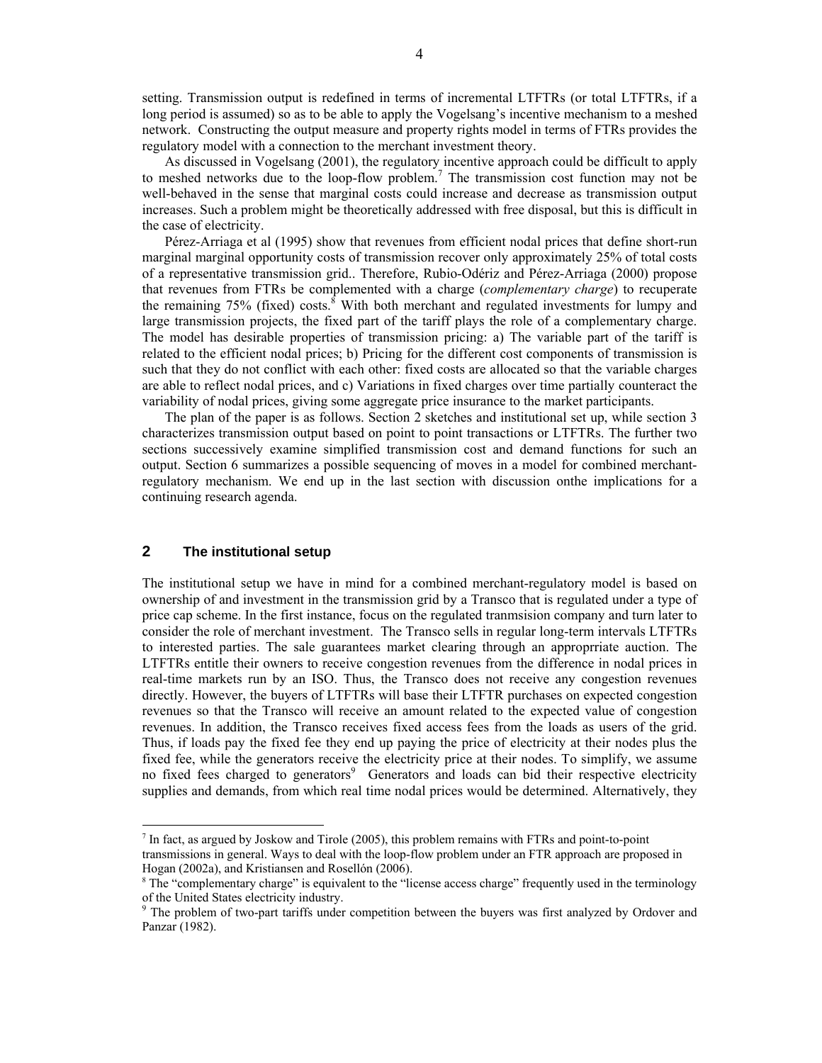setting. Transmission output is redefined in terms of incremental LTFTRs (or total LTFTRs, if a long period is assumed) so as to be able to apply the Vogelsang's incentive mechanism to a meshed network. Constructing the output measure and property rights model in terms of FTRs provides the regulatory model with a connection to the merchant investment theory.

As discussed in Vogelsang (2001), the regulatory incentive approach could be difficult to apply to meshed networks due to the loop-flow problem.[7] The transmission cost function may not be well-behaved in the sense that marginal costs could increase and decrease as transmission output increases. Such a problem might be theoretically addressed with free disposal, but this is difficult in the case of electricity.

Pérez-Arriaga et al (1995) show that revenues from efficient nodal prices that define short-run marginal marginal opportunity costs of transmission recover only approximately 25% of total costs of a representative transmission grid.. Therefore, Rubio-Odériz and Pérez-Arriaga (2000) propose that revenues from FTRs be complemented with a charge (*complementary charge*) to recuperate the remaining 75% (fixed) costs.[8] With both merchant and regulated investments for lumpy and large transmission projects, the fixed part of the tariff plays the role of a complementary charge. The model has desirable properties of transmission pricing: a) The variable part of the tariff is related to the efficient nodal prices; b) Pricing for the different cost components of transmission is such that they do not conflict with each other: fixed costs are allocated so that the variable charges are able to reflect nodal prices, and c) Variations in fixed charges over time partially counteract the variability of nodal prices, giving some aggregate price insurance to the market participants.

The plan of the paper is as follows. Section 2 sketches and institutional set up, while section 3 characterizes transmission output based on point to point transactions or LTFTRs. The further two sections successively examine simplified transmission cost and demand functions for such an output. Section 6 summarizes a possible sequencing of moves in a model for combined merchant-regulatory mechanism. We end up in the last section with discussion onthe implications for a continuing research agenda.

## 2 The institutional setup

The institutional setup we have in mind for a combined merchant-regulatory model is based on ownership of and investment in the transmission grid by a Transco that is regulated under a type of price cap scheme. In the first instance, focus on the regulated tranmsision company and turn later to consider the role of merchant investment. The Transco sells in regular long-term intervals LTFTRs to interested parties. The sale guarantees market clearing through an approprriate auction. The LTFTRs entitle their owners to receive congestion revenues from the difference in nodal prices in real-time markets run by an ISO. Thus, the Transco does not receive any congestion revenues directly. However, the buyers of LTFTRs will base their LTFTR purchases on expected congestion revenues so that the Transco will receive an amount related to the expected value of congestion revenues. In addition, the Transco receives fixed access fees from the loads as users of the grid. Thus, if loads pay the fixed fee they end up paying the price of electricity at their nodes plus the fixed fee, while the generators receive the electricity price at their nodes. To simplify, we assume no fixed fees charged to generators[9] Generators and loads can bid their respective electricity supplies and demands, from which real time nodal prices would be determined. Alternatively, they

[7] In fact, as argued by Joskow and Tirole (2005), this problem remains with FTRs and point-to-point transmissions in general. Ways to deal with the loop-flow problem under an FTR approach are proposed in Hogan (2002a), and Kristiansen and Rosellón (2006).

[8] The "complementary charge" is equivalent to the "license access charge" frequently used in the terminology of the United States electricity industry.

[9] The problem of two-part tariffs under competition between the buyers was first analyzed by Ordover and Panzar (1982).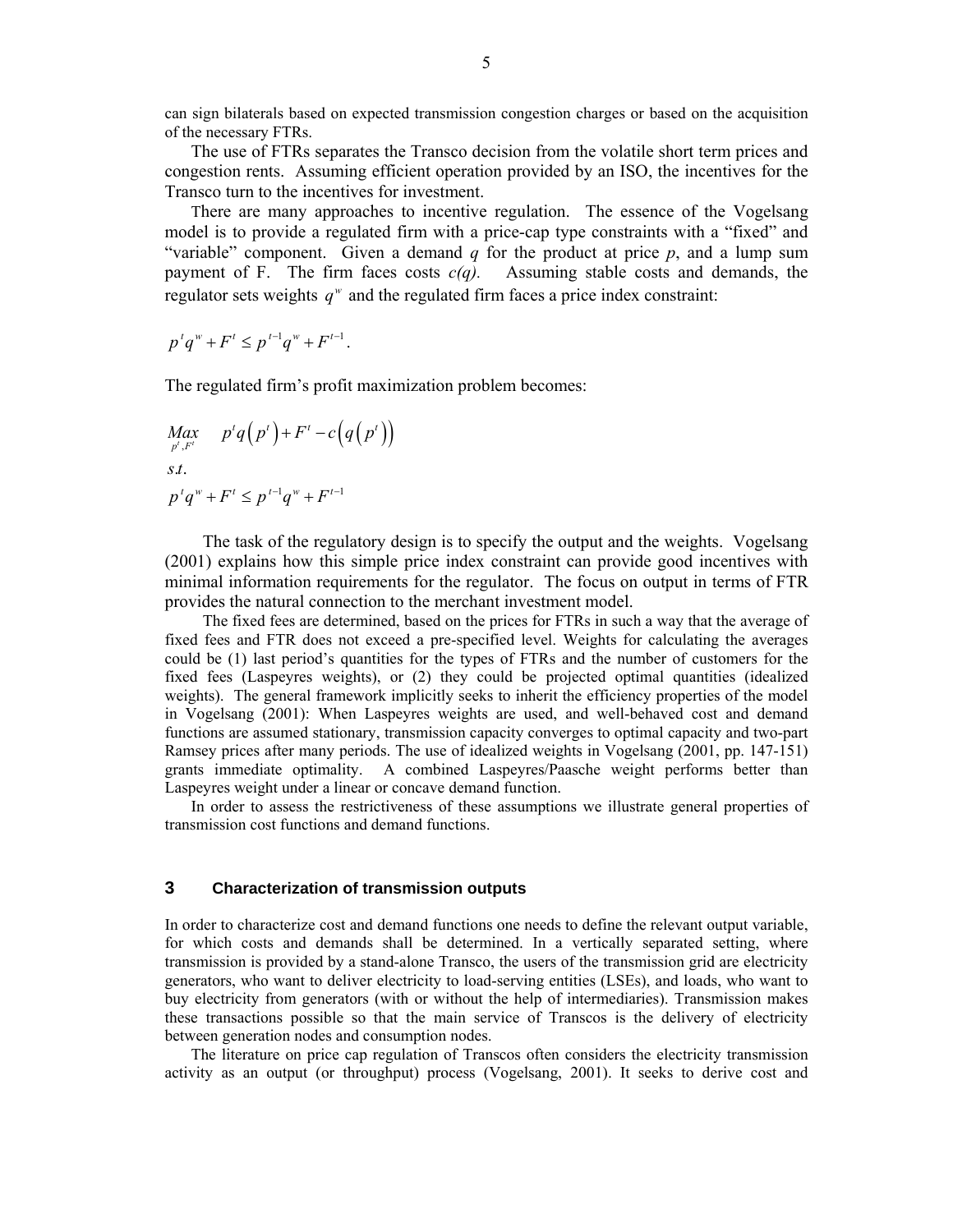can sign bilaterals based on expected transmission congestion charges or based on the acquisition of the necessary FTRs.

The use of FTRs separates the Transco decision from the volatile short term prices and congestion rents. Assuming efficient operation provided by an ISO, the incentives for the Transco turn to the incentives for investment.

There are many approaches to incentive regulation. The essence of the Vogelsang model is to provide a regulated firm with a price-cap type constraints with a "fixed" and "variable" component. Given a demand $q$ for the product at price $p$, and a lump sum payment of F. The firm faces costs $c(q)$. Assuming stable costs and demands, the regulator sets weights $q^w$ and the regulated firm faces a price index constraint:

$$p^t q^w + F^t \le p^{t-1} q^w + F^{t-1}.$$

The regulated firm's profit maximization problem becomes:

$$\begin{aligned}
&\underset{p^t, F^t}{Max} \quad p^t q\left(p^t\right) + F^t - c\left(q\left(p^t\right)\right) \\
&s.t. \\
&p^t q^w + F^t \le p^{t-1} q^w + F^{t-1}
\end{aligned}$$

The task of the regulatory design is to specify the output and the weights. Vogelsang (2001) explains how this simple price index constraint can provide good incentives with minimal information requirements for the regulator. The focus on output in terms of FTR provides the natural connection to the merchant investment model.

The fixed fees are determined, based on the prices for FTRs in such a way that the average of fixed fees and FTR does not exceed a pre-specified level. Weights for calculating the averages could be (1) last period's quantities for the types of FTRs and the number of customers for the fixed fees (Laspeyres weights), or (2) they could be projected optimal quantities (idealized weights). The general framework implicitly seeks to inherit the efficiency properties of the model in Vogelsang (2001): When Laspeyres weights are used, and well-behaved cost and demand functions are assumed stationary, transmission capacity converges to optimal capacity and two-part Ramsey prices after many periods. The use of idealized weights in Vogelsang (2001, pp. 147-151) grants immediate optimality. A combined Laspeyres/Paasche weight performs better than Laspeyres weight under a linear or concave demand function.

In order to assess the restrictiveness of these assumptions we illustrate general properties of transmission cost functions and demand functions.

## 3 Characterization of transmission outputs

In order to characterize cost and demand functions one needs to define the relevant output variable, for which costs and demands shall be determined. In a vertically separated setting, where transmission is provided by a stand-alone Transco, the users of the transmission grid are electricity generators, who want to deliver electricity to load-serving entities (LSEs), and loads, who want to buy electricity from generators (with or without the help of intermediaries). Transmission makes these transactions possible so that the main service of Transcos is the delivery of electricity between generation nodes and consumption nodes.

The literature on price cap regulation of Transcos often considers the electricity transmission activity as an output (or throughput) process (Vogelsang, 2001). It seeks to derive cost and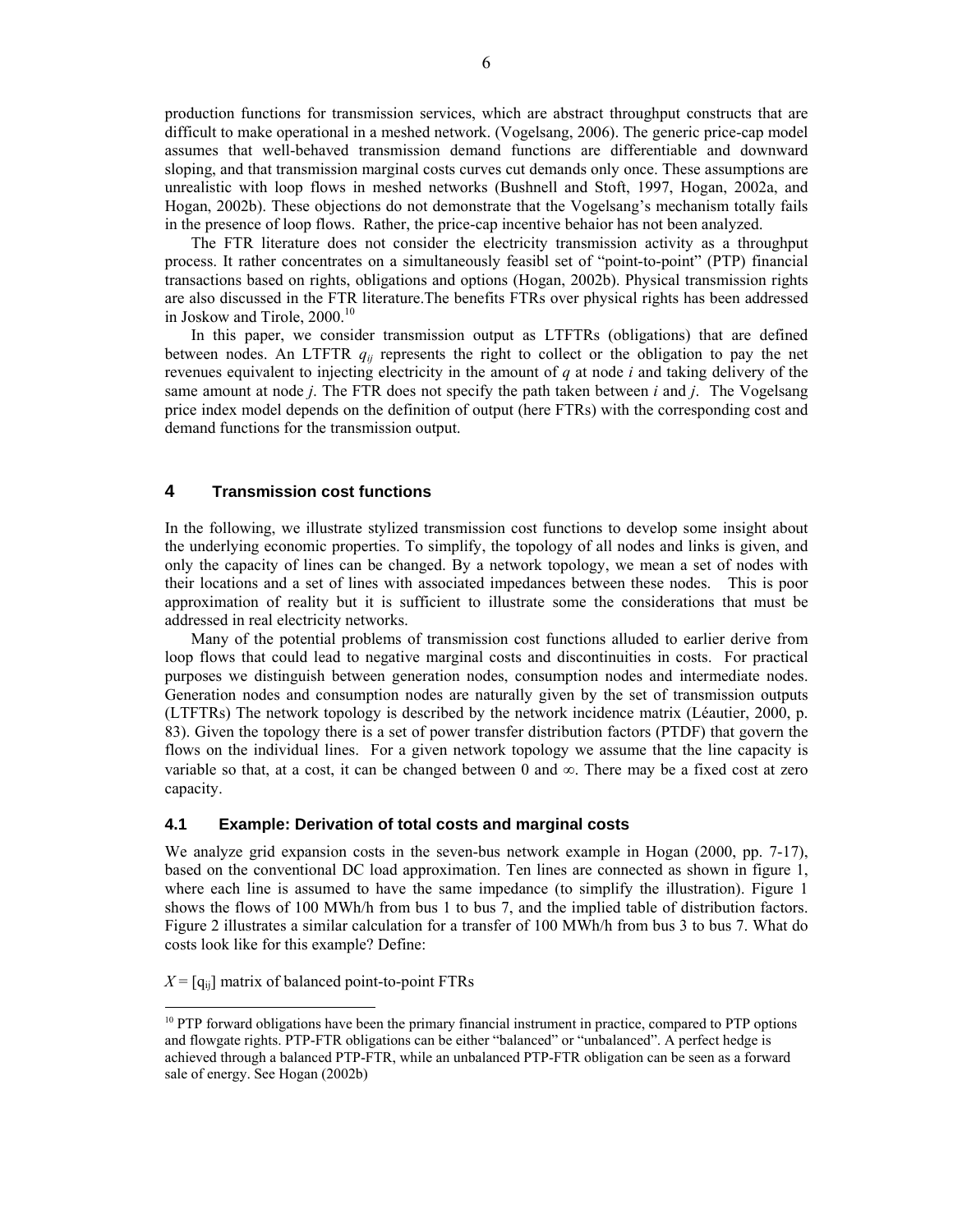production functions for transmission services, which are abstract throughput constructs that are difficult to make operational in a meshed network. (Vogelsang, 2006). The generic price-cap model assumes that well-behaved transmission demand functions are differentiable and downward sloping, and that transmission marginal costs curves cut demands only once. These assumptions are unrealistic with loop flows in meshed networks (Bushnell and Stoft, 1997, Hogan, 2002a, and Hogan, 2002b). These objections do not demonstrate that the Vogelsang's mechanism totally fails in the presence of loop flows. Rather, the price-cap incentive behaior has not been analyzed.

The FTR literature does not consider the electricity transmission activity as a throughput process. It rather concentrates on a simultaneously feasibl set of "point-to-point" (PTP) financial transactions based on rights, obligations and options (Hogan, 2002b). Physical transmission rights are also discussed in the FTR literature.The benefits FTRs over physical rights has been addressed in Joskow and Tirole, 2000.[10]

In this paper, we consider transmission output as LTFTRs (obligations) that are defined between nodes. An LTFTR $q_{ij}$ represents the right to collect or the obligation to pay the net revenues equivalent to injecting electricity in the amount of $q$ at node $i$ and taking delivery of the same amount at node $j$. The FTR does not specify the path taken between $i$ and $j$. The Vogelsang price index model depends on the definition of output (here FTRs) with the corresponding cost and demand functions for the transmission output.

## 4 Transmission cost functions

In the following, we illustrate stylized transmission cost functions to develop some insight about the underlying economic properties. To simplify, the topology of all nodes and links is given, and only the capacity of lines can be changed. By a network topology, we mean a set of nodes with their locations and a set of lines with associated impedances between these nodes. This is poor approximation of reality but it is sufficient to illustrate some the considerations that must be addressed in real electricity networks.

Many of the potential problems of transmission cost functions alluded to earlier derive from loop flows that could lead to negative marginal costs and discontinuities in costs. For practical purposes we distinguish between generation nodes, consumption nodes and intermediate nodes. Generation nodes and consumption nodes are naturally given by the set of transmission outputs (LTFTRs) The network topology is described by the network incidence matrix (Léautier, 2000, p. 83). Given the topology there is a set of power transfer distribution factors (PTDF) that govern the flows on the individual lines. For a given network topology we assume that the line capacity is variable so that, at a cost, it can be changed between 0 and $\infty$. There may be a fixed cost at zero capacity.

### 4.1 Example: Derivation of total costs and marginal costs

We analyze grid expansion costs in the seven-bus network example in Hogan (2000, pp. 7-17), based on the conventional DC load approximation. Ten lines are connected as shown in figure 1, where each line is assumed to have the same impedance (to simplify the illustration). Figure 1 shows the flows of 100 MWh/h from bus 1 to bus 7, and the implied table of distribution factors. Figure 2 illustrates a similar calculation for a transfer of 100 MWh/h from bus 3 to bus 7. What do costs look like for this example? Define:

$X = [q_{ij}]$ matrix of balanced point-to-point FTRs

[10] PTP forward obligations have been the primary financial instrument in practice, compared to PTP options and flowgate rights. PTP-FTR obligations can be either "balanced" or "unbalanced". A perfect hedge is achieved through a balanced PTP-FTR, while an unbalanced PTP-FTR obligation can be seen as a forward sale of energy. See Hogan (2002b)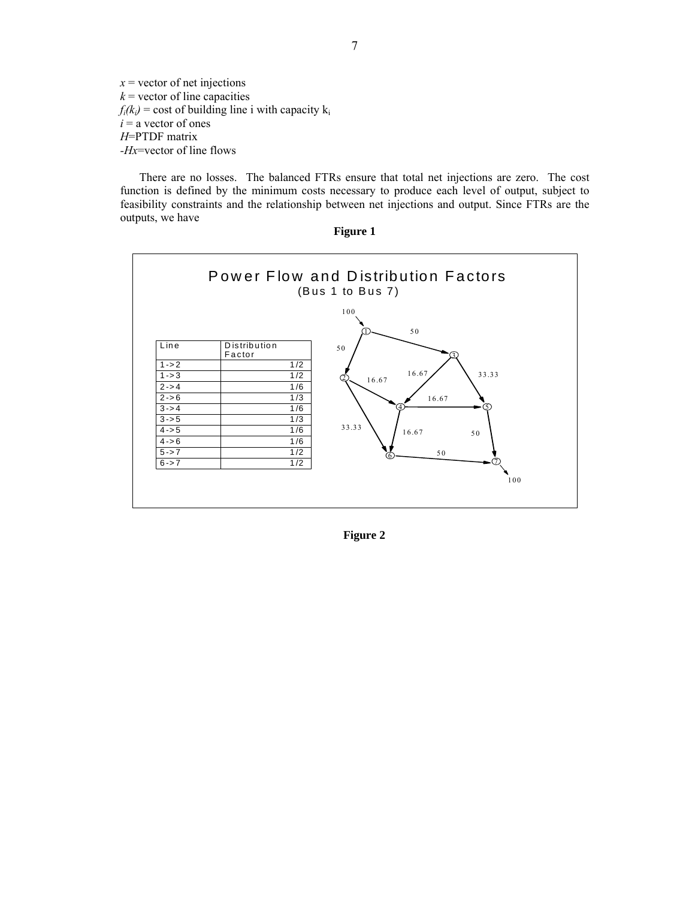$x$ = vector of net injections
$k$ = vector of line capacities
$f_i(k_i)$ = cost of building line i with capacity $k_i$
$i$ = a vector of ones
$H$=PTDF matrix
$-Hx$=vector of line flows

There are no losses. The balanced FTRs ensure that total net injections are zero. The cost function is defined by the minimum costs necessary to produce each level of output, subject to feasibility constraints and the relationship between net injections and output. Since FTRs are the outputs, we have

**Figure 1**

Power Flow and Distribution Factors
(Bus 1 to Bus 7)

| Line | Distribution Factor |
|---|---|
| 1->2 | 1/2 |
| 1->3 | 1/2 |
| 2->4 | 1/6 |
| 2->6 | 1/3 |
| 3->4 | 1/6 |
| 3->5 | 1/3 |
| 4->5 | 1/6 |
| 4->6 | 1/6 |
| 5->7 | 1/2 |
| 6->7 | 1/2 |

**Figure 2**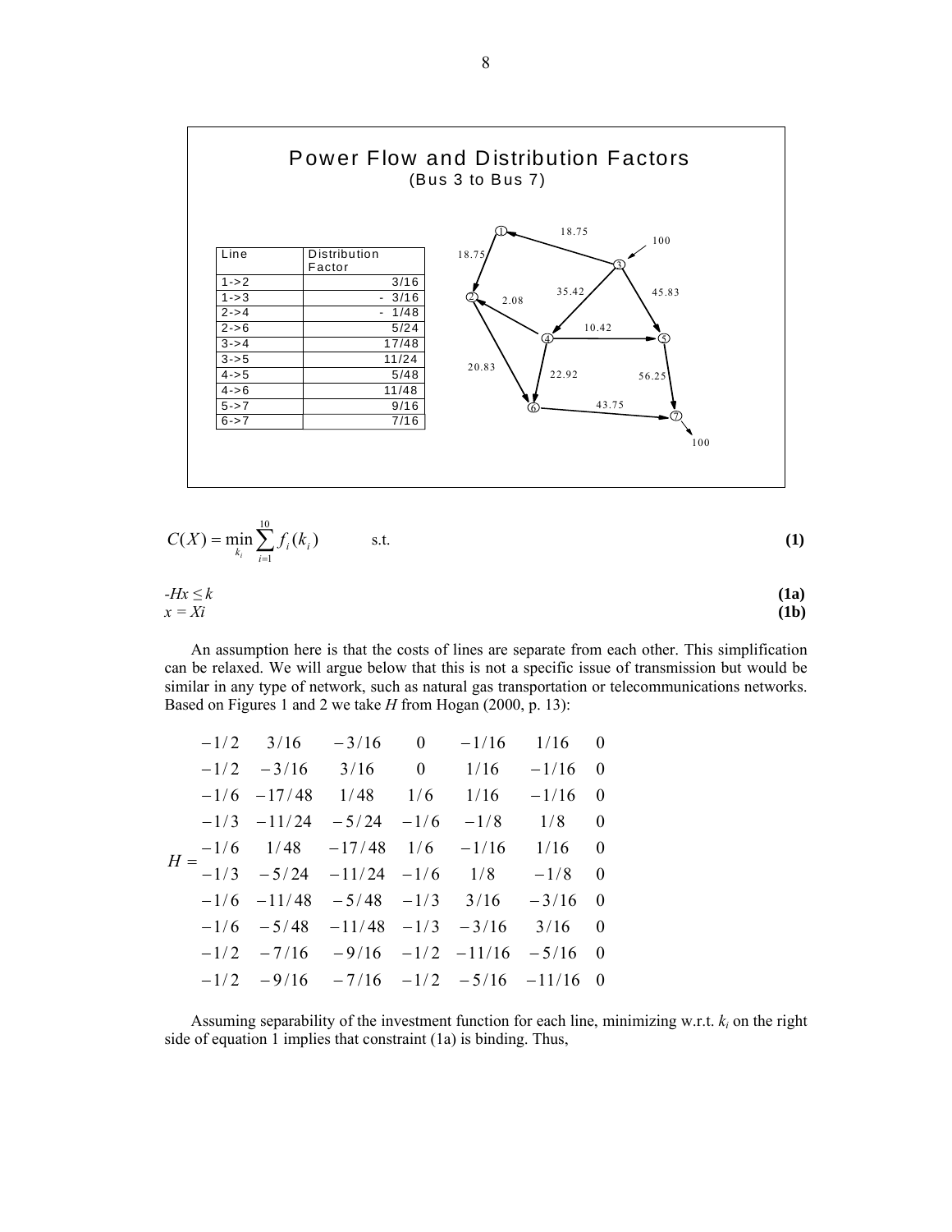## Power Flow and Distribution Factors
(Bus 3 to Bus 7)

| Line | Distribution Factor |
|---|---|
| 1->2 | 3/16 |
| 1->3 | - 3/16 |
| 2->4 | - 1/48 |
| 2->6 | 5/24 |
| 3->4 | 17/48 |
| 3->5 | 11/24 |
| 4->5 | 5/48 |
| 4->6 | 11/48 |
| 5->7 | 9/16 |
| 6->7 | 7/16 |

$$C(X) = \min_{k_i} \sum_{i=1}^{10} f_i(k_i) \qquad \text{s.t.} \tag{1}$$

$$-Hx \leq k \tag{1a}$$

$$x = Xi \tag{1b}$$

An assumption here is that the costs of lines are separate from each other. This simplification can be relaxed. We will argue below that this is not a specific issue of transmission but would be similar in any type of network, such as natural gas transportation or telecommunications networks. Based on Figures 1 and 2 we take $H$ from Hogan (2000, p. 13):

$$H = \begin{matrix} -1/2 & 3/16 & -3/16 & 0 & -1/16 & 1/16 & 0 \\ -1/2 & -3/16 & 3/16 & 0 & 1/16 & -1/16 & 0 \\ -1/6 & -17/48 & 1/48 & 1/6 & 1/16 & -1/16 & 0 \\ -1/3 & -11/24 & -5/24 & -1/6 & -1/8 & 1/8 & 0 \\ -1/6 & 1/48 & -17/48 & 1/6 & -1/16 & 1/16 & 0 \\ -1/3 & -5/24 & -11/24 & -1/6 & 1/8 & -1/8 & 0 \\ -1/6 & -11/48 & -5/48 & -1/3 & 3/16 & -3/16 & 0 \\ -1/6 & -5/48 & -11/48 & -1/3 & -3/16 & 3/16 & 0 \\ -1/2 & -7/16 & -9/16 & -1/2 & -11/16 & -5/16 & 0 \\ -1/2 & -9/16 & -7/16 & -1/2 & -5/16 & -11/16 & 0 \end{matrix}$$

Assuming separability of the investment function for each line, minimizing w.r.t. $k_i$ on the right side of equation 1 implies that constraint (1a) is binding. Thus,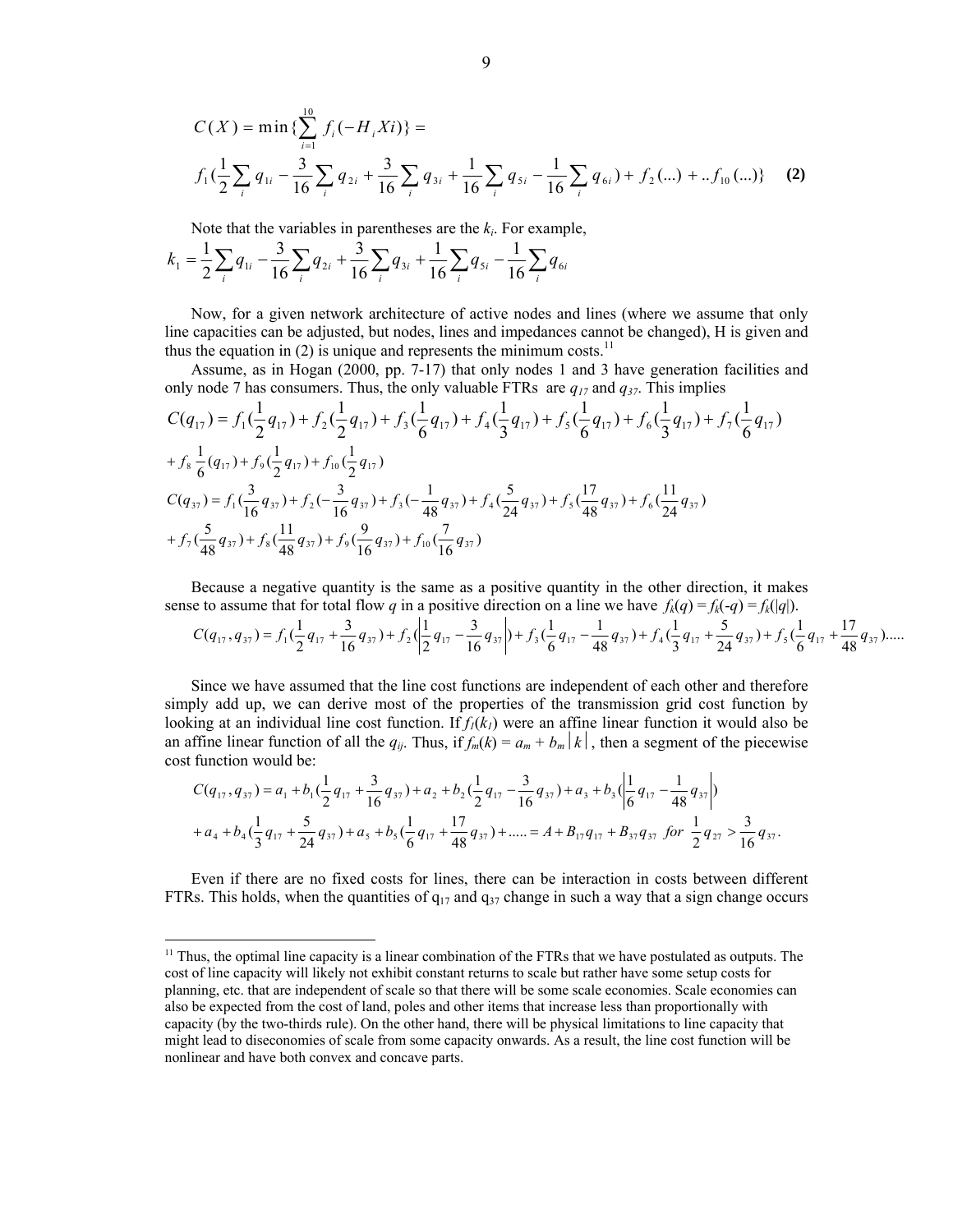$$C(X) = \min\{\sum_{i=1}^{10} f_i(-H_i Xi)\} =$$

$$f_1(\frac{1}{2}\sum_i q_{1i} - \frac{3}{16}\sum_i q_{2i} + \frac{3}{16}\sum_i q_{3i} + \frac{1}{16}\sum_i q_{5i} - \frac{1}{16}\sum_i q_{6i}) + f_2(...) + ..f_{10}(...)\} \quad \textbf{(2)}$$

Note that the variables in parentheses are the $k_i$. For example,

$$k_1 = \frac{1}{2}\sum_i q_{1i} - \frac{3}{16}\sum_i q_{2i} + \frac{3}{16}\sum_i q_{3i} + \frac{1}{16}\sum_i q_{5i} - \frac{1}{16}\sum_i q_{6i}$$

Now, for a given network architecture of active nodes and lines (where we assume that only line capacities can be adjusted, but nodes, lines and impedances cannot be changed), H is given and thus the equation in (2) is unique and represents the minimum costs.[11]

Assume, as in Hogan (2000, pp. 7-17) that only nodes 1 and 3 have generation facilities and only node 7 has consumers. Thus, the only valuable FTRs are $q_{17}$ and $q_{37}$. This implies

$$C(q_{17}) = f_1(\frac{1}{2}q_{17}) + f_2(\frac{1}{2}q_{17}) + f_3(\frac{1}{6}q_{17}) + f_4(\frac{1}{3}q_{17}) + f_5(\frac{1}{6}q_{17}) + f_6(\frac{1}{3}q_{17}) + f_7(\frac{1}{6}q_{17})$$
$$+ f_8\frac{1}{6}(q_{17}) + f_9(\frac{1}{2}q_{17}) + f_{10}(\frac{1}{2}q_{17})$$

$$C(q_{37}) = f_1(\frac{3}{16}q_{37}) + f_2(-\frac{3}{16}q_{37}) + f_3(-\frac{1}{48}q_{37}) + f_4(\frac{5}{24}q_{37}) + f_5(\frac{17}{48}q_{37}) + f_6(\frac{11}{24}q_{37})$$
$$+ f_7(\frac{5}{48}q_{37}) + f_8(\frac{11}{48}q_{37}) + f_9(\frac{9}{16}q_{37}) + f_{10}(\frac{7}{16}q_{37})$$

Because a negative quantity is the same as a positive quantity in the other direction, it makes sense to assume that for total flow $q$ in a positive direction on a line we have $f_k(q) = f_k(-q) = f_k(|q|)$.

$$C(q_{17}, q_{37}) = f_1(\frac{1}{2}q_{17} + \frac{3}{16}q_{37}) + f_2(\left|\frac{1}{2}q_{17} - \frac{3}{16}q_{37}\right|) + f_3(\frac{1}{6}q_{17} - \frac{1}{48}q_{37}) + f_4(\frac{1}{3}q_{17} + \frac{5}{24}q_{37}) + f_5(\frac{1}{6}q_{17} + \frac{17}{48}q_{37}).....$$

Since we have assumed that the line cost functions are independent of each other and therefore simply add up, we can derive most of the properties of the transmission grid cost function by looking at an individual line cost function. If $f_l(k_l)$ were an affine linear function it would also be an affine linear function of all the $q_{ij}$. Thus, if $f_m(k) = a_m + b_m|k|$, then a segment of the piecewise cost function would be:

$$C(q_{17}, q_{37}) = a_1 + b_1(\frac{1}{2}q_{17} + \frac{3}{16}q_{37}) + a_2 + b_2(\frac{1}{2}q_{17} - \frac{3}{16}q_{37}) + a_3 + b_3(\left|\frac{1}{6}q_{17} - \frac{1}{48}q_{37}\right|)$$
$$+ a_4 + b_4(\frac{1}{3}q_{17} + \frac{5}{24}q_{37}) + a_5 + b_5(\frac{1}{6}q_{17} + \frac{17}{48}q_{37}) + ..... = A + B_{17}q_{17} + B_{37}q_{37} \;\; for \;\; \frac{1}{2}q_{27} > \frac{3}{16}q_{37}.$$

Even if there are no fixed costs for lines, there can be interaction in costs between different FTRs. This holds, when the quantities of $q_{17}$ and $q_{37}$ change in such a way that a sign change occurs

[11] Thus, the optimal line capacity is a linear combination of the FTRs that we have postulated as outputs. The cost of line capacity will likely not exhibit constant returns to scale but rather have some setup costs for planning, etc. that are independent of scale so that there will be some scale economies. Scale economies can also be expected from the cost of land, poles and other items that increase less than proportionally with capacity (by the two-thirds rule). On the other hand, there will be physical limitations to line capacity that might lead to diseconomies of scale from some capacity onwards. As a result, the line cost function will be nonlinear and have both convex and concave parts.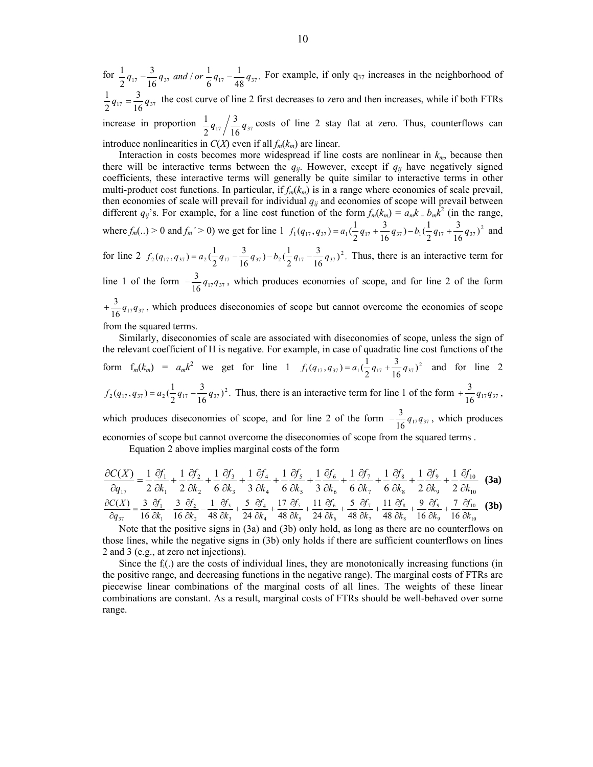for $\frac{1}{2}q_{17} - \frac{3}{16}q_{37}$ *and / or* $\frac{1}{6}q_{17} - \frac{1}{48}q_{37}$. For example, if only $q_{37}$ increases in the neighborhood of $\frac{1}{2}q_{17} = \frac{3}{16}q_{37}$ the cost curve of line 2 first decreases to zero and then increases, while if both FTRs increase in proportion $\frac{1}{2}q_{17} \Big/ \frac{3}{16}q_{37}$ costs of line 2 stay flat at zero. Thus, counterflows can introduce nonlinearities in $C(X)$ even if all $f_m(k_m)$ are linear.

Interaction in costs becomes more widespread if line costs are nonlinear in $k_m$, because then there will be interactive terms between the $q_{ij}$. However, except if $q_{ij}$ have negatively signed coefficients, these interactive terms will generally be quite similar to interactive terms in other multi-product cost functions. In particular, if $f_m(k_m)$ is in a range where economies of scale prevail, then economies of scale will prevail for individual $q_{ij}$ and economies of scope will prevail between different $q_{ij}$'s. For example, for a line cost function of the form $f_m(k_m) = a_m k - b_m k^2$ (in the range, where $f_m(..) > 0$ and $f_m' > 0$) we get for line 1 $f_1(q_{17}, q_{37}) = a_1(\frac{1}{2}q_{17} + \frac{3}{16}q_{37}) - b_1(\frac{1}{2}q_{17} + \frac{3}{16}q_{37})^2$ and for line 2 $f_2(q_{17}, q_{37}) = a_2(\frac{1}{2}q_{17} - \frac{3}{16}q_{37}) - b_2(\frac{1}{2}q_{17} - \frac{3}{16}q_{37})^2$. Thus, there is an interactive term for line 1 of the form $-\frac{3}{16}q_{17}q_{37}$, which produces economies of scope, and for line 2 of the form $+\frac{3}{16}q_{17}q_{37}$, which produces diseconomies of scope but cannot overcome the economies of scope from the squared terms.

Similarly, diseconomies of scale are associated with diseconomies of scope, unless the sign of the relevant coefficient of H is negative. For example, in case of quadratic line cost functions of the form $f_m(k_m) = a_m k^2$ we get for line 1 $f_1(q_{17}, q_{37}) = a_1(\frac{1}{2}q_{17} + \frac{3}{16}q_{37})^2$ and for line 2 $f_2(q_{17}, q_{37}) = a_2(\frac{1}{2}q_{17} - \frac{3}{16}q_{37})^2$. Thus, there is an interactive term for line 1 of the form $+\frac{3}{16}q_{17}q_{37}$, which produces diseconomies of scope, and for line 2 of the form $-\frac{3}{16}q_{17}q_{37}$, which produces economies of scope but cannot overcome the diseconomies of scope from the squared terms .

Equation 2 above implies marginal costs of the form

$$\frac{\partial C(X)}{\partial q_{17}} = \frac{1}{2}\frac{\partial f_1}{\partial k_1} + \frac{1}{2}\frac{\partial f_2}{\partial k_2} + \frac{1}{6}\frac{\partial f_3}{\partial k_3} + \frac{1}{3}\frac{\partial f_4}{\partial k_4} + \frac{1}{6}\frac{\partial f_5}{\partial k_5} + \frac{1}{3}\frac{\partial f_6}{\partial k_6} + \frac{1}{6}\frac{\partial f_7}{\partial k_7} + \frac{1}{6}\frac{\partial f_8}{\partial k_8} + \frac{1}{2}\frac{\partial f_9}{\partial k_9} + \frac{1}{2}\frac{\partial f_{10}}{\partial k_{10}} \quad \textbf{(3a)}$$

$$\frac{\partial C(X)}{\partial q_{37}} = \frac{3}{16}\frac{\partial f_1}{\partial k_1} - \frac{3}{16}\frac{\partial f_2}{\partial k_2} - \frac{1}{48}\frac{\partial f_3}{\partial k_3} + \frac{5}{24}\frac{\partial f_4}{\partial k_4} + \frac{17}{48}\frac{\partial f_5}{\partial k_5} + \frac{11}{24}\frac{\partial f_6}{\partial k_6} + \frac{5}{48}\frac{\partial f_7}{\partial k_7} + \frac{11}{48}\frac{\partial f_8}{\partial k_8} + \frac{9}{16}\frac{\partial f_9}{\partial k_9} + \frac{7}{16}\frac{\partial f_{10}}{\partial k_{10}} \quad \textbf{(3b)}$$

Note that the positive signs in (3a) and (3b) only hold, as long as there are no counterflows on those lines, while the negative signs in (3b) only holds if there are sufficient counterflows on lines 2 and 3 (e.g., at zero net injections).

Since the $f_i(.)$ are the costs of individual lines, they are monotonically increasing functions (in the positive range, and decreasing functions in the negative range). The marginal costs of FTRs are piecewise linear combinations of the marginal costs of all lines. The weights of these linear combinations are constant. As a result, marginal costs of FTRs should be well-behaved over some range.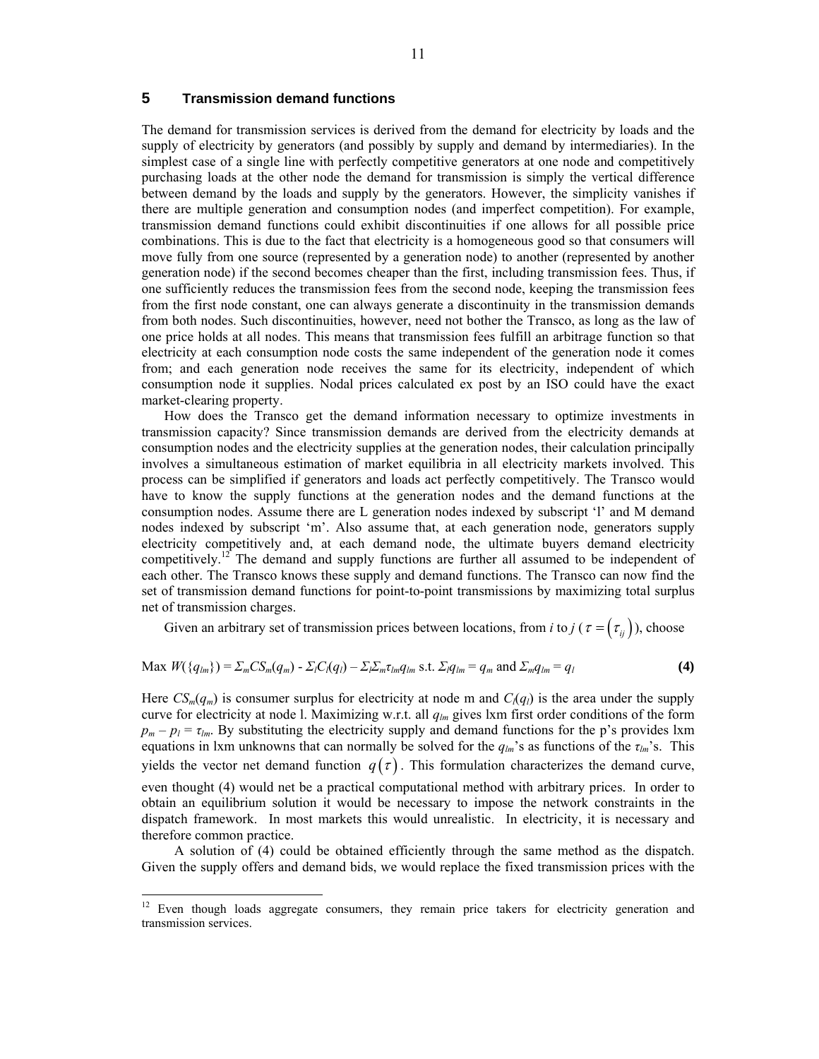## 5 Transmission demand functions

The demand for transmission services is derived from the demand for electricity by loads and the supply of electricity by generators (and possibly by supply and demand by intermediaries). In the simplest case of a single line with perfectly competitive generators at one node and competitively purchasing loads at the other node the demand for transmission is simply the vertical difference between demand by the loads and supply by the generators. However, the simplicity vanishes if there are multiple generation and consumption nodes (and imperfect competition). For example, transmission demand functions could exhibit discontinuities if one allows for all possible price combinations. This is due to the fact that electricity is a homogeneous good so that consumers will move fully from one source (represented by a generation node) to another (represented by another generation node) if the second becomes cheaper than the first, including transmission fees. Thus, if one sufficiently reduces the transmission fees from the second node, keeping the transmission fees from the first node constant, one can always generate a discontinuity in the transmission demands from both nodes. Such discontinuities, however, need not bother the Transco, as long as the law of one price holds at all nodes. This means that transmission fees fulfill an arbitrage function so that electricity at each consumption node costs the same independent of the generation node it comes from; and each generation node receives the same for its electricity, independent of which consumption node it supplies. Nodal prices calculated ex post by an ISO could have the exact market-clearing property.

How does the Transco get the demand information necessary to optimize investments in transmission capacity? Since transmission demands are derived from the electricity demands at consumption nodes and the electricity supplies at the generation nodes, their calculation principally involves a simultaneous estimation of market equilibria in all electricity markets involved. This process can be simplified if generators and loads act perfectly competitively. The Transco would have to know the supply functions at the generation nodes and the demand functions at the consumption nodes. Assume there are L generation nodes indexed by subscript 'l' and M demand nodes indexed by subscript 'm'. Also assume that, at each generation node, generators supply electricity competitively and, at each demand node, the ultimate buyers demand electricity competitively.[12] The demand and supply functions are further all assumed to be independent of each other. The Transco knows these supply and demand functions. The Transco can now find the set of transmission demand functions for point-to-point transmissions by maximizing total surplus net of transmission charges.

Given an arbitrary set of transmission prices between locations, from *i* to *j* ($\tau = (\tau_{ij})$), choose

$$\text{Max } W(\{q_{lm}\}) = \Sigma_m CS_m(q_m) - \Sigma_l C_l(q_l) - \Sigma_l \Sigma_m \tau_{lm} q_{lm} \text{ s.t. } \Sigma_l q_{lm} = q_m \text{ and } \Sigma_m q_{lm} = q_l \quad \textbf{(4)}$$

Here $CS_m(q_m)$ is consumer surplus for electricity at node m and $C_l(q_l)$ is the area under the supply curve for electricity at node l. Maximizing w.r.t. all $q_{lm}$ gives lxm first order conditions of the form $p_m - p_l = \tau_{lm}$. By substituting the electricity supply and demand functions for the p's provides lxm equations in lxm unknowns that can normally be solved for the $q_{lm}$'s as functions of the $\tau_{lm}$'s. This yields the vector net demand function $q(\tau)$. This formulation characterizes the demand curve, even thought (4) would net be a practical computational method with arbitrary prices. In order to obtain an equilibrium solution it would be necessary to impose the network constraints in the dispatch framework. In most markets this would unrealistic. In electricity, it is necessary and therefore common practice.

A solution of (4) could be obtained efficiently through the same method as the dispatch. Given the supply offers and demand bids, we would replace the fixed transmission prices with the

[12] Even though loads aggregate consumers, they remain price takers for electricity generation and transmission services.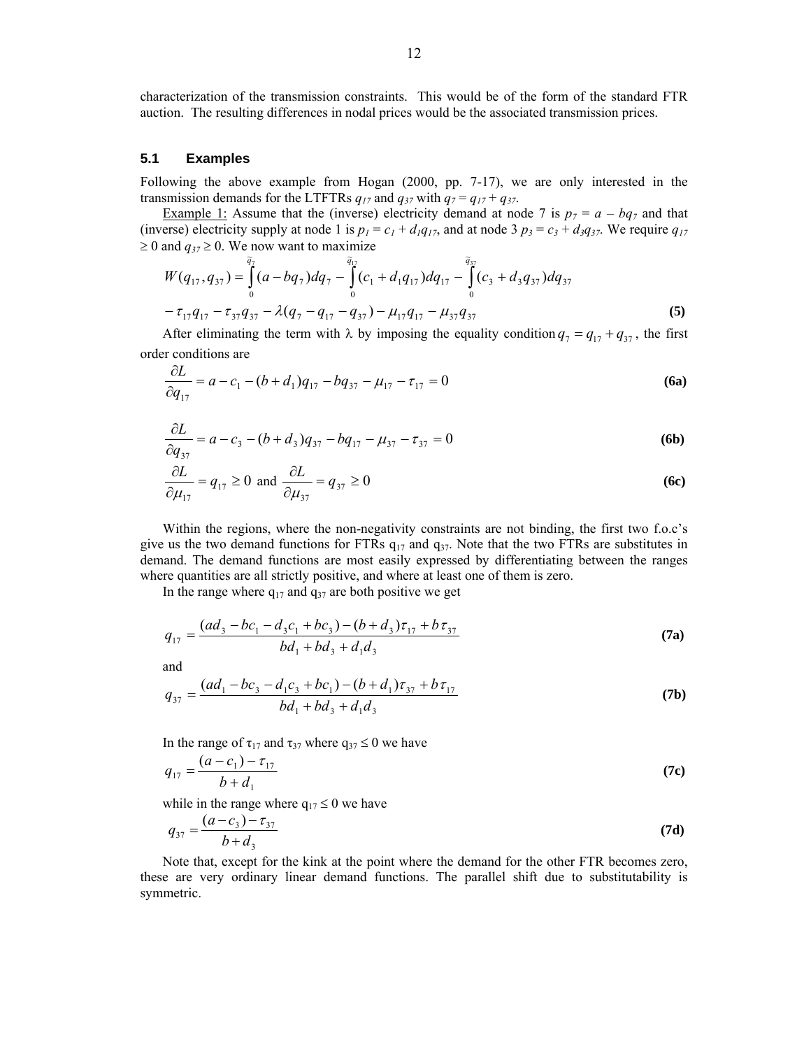characterization of the transmission constraints. This would be of the form of the standard FTR auction. The resulting differences in nodal prices would be the associated transmission prices.

### 5.1 Examples

Following the above example from Hogan (2000, pp. 7-17), we are only interested in the transmission demands for the LTFTRs $q_{17}$ and $q_{37}$ with $q_7 = q_{17} + q_{37}$.

Example 1: Assume that the (inverse) electricity demand at node 7 is $p_7 = a - bq_7$ and that (inverse) electricity supply at node 1 is $p_1 = c_1 + d_1 q_{17}$, and at node 3 $p_3 = c_3 + d_3 q_{37}$. We require $q_{17} \geq 0$ and $q_{37} \geq 0$. We now want to maximize

$$W(q_{17}, q_{37}) = \int_0^{\tilde{q}_7} (a - bq_7)dq_7 - \int_0^{\tilde{q}_{17}} (c_1 + d_1 q_{17})dq_{17} - \int_0^{\tilde{q}_{37}} (c_3 + d_3 q_{37})dq_{37}$$

$$- \tau_{17} q_{17} - \tau_{37} q_{37} - \lambda(q_7 - q_{17} - q_{37}) - \mu_{17} q_{17} - \mu_{37} q_{37} \tag{5}$$

After eliminating the term with λ by imposing the equality condition $q_7 = q_{17} + q_{37}$, the first order conditions are

$$\frac{\partial L}{\partial q_{17}} = a - c_1 - (b + d_1)q_{17} - bq_{37} - \mu_{17} - \tau_{17} = 0 \tag{6a}$$

$$\frac{\partial L}{\partial q_{37}} = a - c_3 - (b + d_3)q_{37} - bq_{17} - \mu_{37} - \tau_{37} = 0 \tag{6b}$$

$$\frac{\partial L}{\partial \mu_{17}} = q_{17} \geq 0 \text{ and } \frac{\partial L}{\partial \mu_{37}} = q_{37} \geq 0 \tag{6c}$$

Within the regions, where the non-negativity constraints are not binding, the first two f.o.c's give us the two demand functions for FTRs $q_{17}$ and $q_{37}$. Note that the two FTRs are substitutes in demand. The demand functions are most easily expressed by differentiating between the ranges where quantities are all strictly positive, and where at least one of them is zero.

In the range where $q_{17}$ and $q_{37}$ are both positive we get

$$q_{17} = \frac{(ad_3 - bc_1 - d_3 c_1 + bc_3) - (b + d_3)\tau_{17} + b\tau_{37}}{bd_1 + bd_3 + d_1 d_3} \tag{7a}$$

and

$$q_{37} = \frac{(ad_1 - bc_3 - d_1 c_3 + bc_1) - (b + d_1)\tau_{37} + b\tau_{17}}{bd_1 + bd_3 + d_1 d_3} \tag{7b}$$

In the range of $\tau_{17}$ and $\tau_{37}$ where $q_{37} \leq 0$ we have

$$q_{17} = \frac{(a - c_1) - \tau_{17}}{b + d_1} \tag{7c}$$

while in the range where $q_{17} \leq 0$ we have

$$q_{37} = \frac{(a - c_3) - \tau_{37}}{b + d_3} \tag{7d}$$

Note that, except for the kink at the point where the demand for the other FTR becomes zero, these are very ordinary linear demand functions. The parallel shift due to substitutability is symmetric.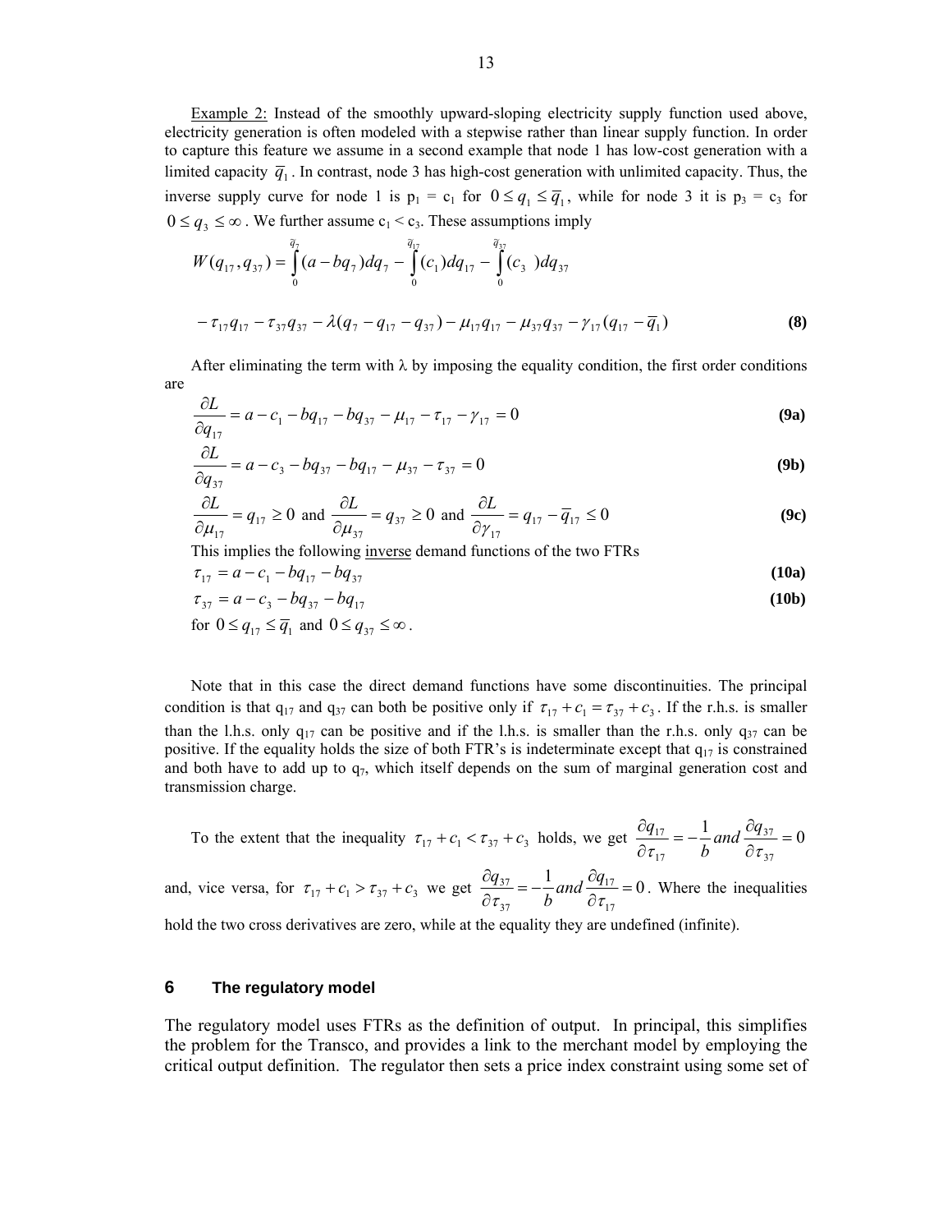Example 2: Instead of the smoothly upward-sloping electricity supply function used above, electricity generation is often modeled with a stepwise rather than linear supply function. In order to capture this feature we assume in a second example that node 1 has low-cost generation with a limited capacity $\overline{q}_1$. In contrast, node 3 has high-cost generation with unlimited capacity. Thus, the inverse supply curve for node 1 is $p_1 = c_1$ for $0 \leq q_1 \leq \overline{q}_1$, while for node 3 it is $p_3 = c_3$ for $0 \leq q_3 \leq \infty$. We further assume $c_1 < c_3$. These assumptions imply

$$W(q_{17}, q_{37}) = \int_0^{\tilde{q}_7} (a - bq_7)dq_7 - \int_0^{\tilde{q}_{17}} (c_1)dq_{17} - \int_0^{\tilde{q}_{37}} (c_3\ )dq_{37}$$

$$- \tau_{17}q_{17} - \tau_{37}q_{37} - \lambda(q_7 - q_{17} - q_{37}) - \mu_{17}q_{17} - \mu_{37}q_{37} - \gamma_{17}(q_{17} - \overline{q}_1) \quad \textbf{(8)}$$

After eliminating the term with λ by imposing the equality condition, the first order conditions are

$$\frac{\partial L}{\partial q_{17}} = a - c_1 - bq_{17} - bq_{37} - \mu_{17} - \tau_{17} - \gamma_{17} = 0 \quad \textbf{(9a)}$$

$$\frac{\partial L}{\partial q_{37}} = a - c_3 - bq_{37} - bq_{17} - \mu_{37} - \tau_{37} = 0 \quad \textbf{(9b)}$$

$$\frac{\partial L}{\partial \mu_{17}} = q_{17} \geq 0 \text{ and } \frac{\partial L}{\partial \mu_{37}} = q_{37} \geq 0 \text{ and } \frac{\partial L}{\partial \gamma_{17}} = q_{17} - \overline{q}_{17} \leq 0 \quad \textbf{(9c)}$$

This implies the following <u>inverse</u> demand functions of the two FTRs

$$\tau_{17} = a - c_1 - bq_{17} - bq_{37} \quad \textbf{(10a)}$$

$$\tau_{37} = a - c_3 - bq_{37} - bq_{17} \quad \textbf{(10b)}$$

for $0 \leq q_{17} \leq \overline{q}_1$ and $0 \leq q_{37} \leq \infty$.

Note that in this case the direct demand functions have some discontinuities. The principal condition is that $q_{17}$ and $q_{37}$ can both be positive only if $\tau_{17} + c_1 = \tau_{37} + c_3$. If the r.h.s. is smaller than the l.h.s. only $q_{17}$ can be positive and if the l.h.s. is smaller than the r.h.s. only $q_{37}$ can be positive. If the equality holds the size of both FTR's is indeterminate except that $q_{17}$ is constrained and both have to add up to $q_7$, which itself depends on the sum of marginal generation cost and transmission charge.

To the extent that the inequality $\tau_{17} + c_1 < \tau_{37} + c_3$ holds, we get $\frac{\partial q_{17}}{\partial \tau_{17}} = -\frac{1}{b} \text{ and } \frac{\partial q_{37}}{\partial \tau_{37}} = 0$ and, vice versa, for $\tau_{17} + c_1 > \tau_{37} + c_3$ we get $\frac{\partial q_{37}}{\partial \tau_{37}} = -\frac{1}{b} \text{ and } \frac{\partial q_{17}}{\partial \tau_{17}} = 0$. Where the inequalities hold the two cross derivatives are zero, while at the equality they are undefined (infinite).

## 6 The regulatory model

The regulatory model uses FTRs as the definition of output. In principal, this simplifies the problem for the Transco, and provides a link to the merchant model by employing the critical output definition. The regulator then sets a price index constraint using some set of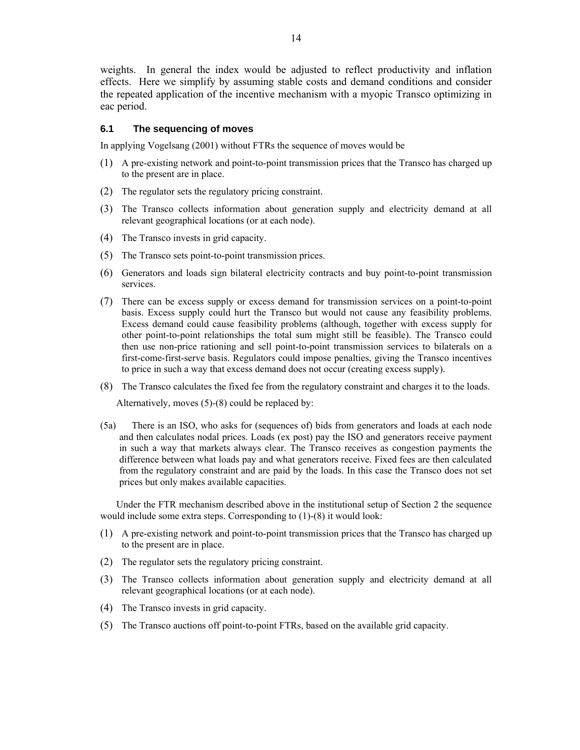weights. In general the index would be adjusted to reflect productivity and inflation effects. Here we simplify by assuming stable costs and demand conditions and consider the repeated application of the incentive mechanism with a myopic Transco optimizing in eac period.

### 6.1 The sequencing of moves

In applying Vogelsang (2001) without FTRs the sequence of moves would be

(1) A pre-existing network and point-to-point transmission prices that the Transco has charged up to the present are in place.

(2) The regulator sets the regulatory pricing constraint.

(3) The Transco collects information about generation supply and electricity demand at all relevant geographical locations (or at each node).

(4) The Transco invests in grid capacity.

(5) The Transco sets point-to-point transmission prices.

(6) Generators and loads sign bilateral electricity contracts and buy point-to-point transmission services.

(7) There can be excess supply or excess demand for transmission services on a point-to-point basis. Excess supply could hurt the Transco but would not cause any feasibility problems. Excess demand could cause feasibility problems (although, together with excess supply for other point-to-point relationships the total sum might still be feasible). The Transco could then use non-price rationing and sell point-to-point transmission services to bilaterals on a first-come-first-serve basis. Regulators could impose penalties, giving the Transco incentives to price in such a way that excess demand does not occur (creating excess supply).

(8) The Transco calculates the fixed fee from the regulatory constraint and charges it to the loads.

Alternatively, moves (5)-(8) could be replaced by:

(5a) There is an ISO, who asks for (sequences of) bids from generators and loads at each node and then calculates nodal prices. Loads (ex post) pay the ISO and generators receive payment in such a way that markets always clear. The Transco receives as congestion payments the difference between what loads pay and what generators receive. Fixed fees are then calculated from the regulatory constraint and are paid by the loads. In this case the Transco does not set prices but only makes available capacities.

Under the FTR mechanism described above in the institutional setup of Section 2 the sequence would include some extra steps. Corresponding to (1)-(8) it would look:

(1) A pre-existing network and point-to-point transmission prices that the Transco has charged up to the present are in place.

(2) The regulator sets the regulatory pricing constraint.

(3) The Transco collects information about generation supply and electricity demand at all relevant geographical locations (or at each node).

(4) The Transco invests in grid capacity.

(5) The Transco auctions off point-to-point FTRs, based on the available grid capacity.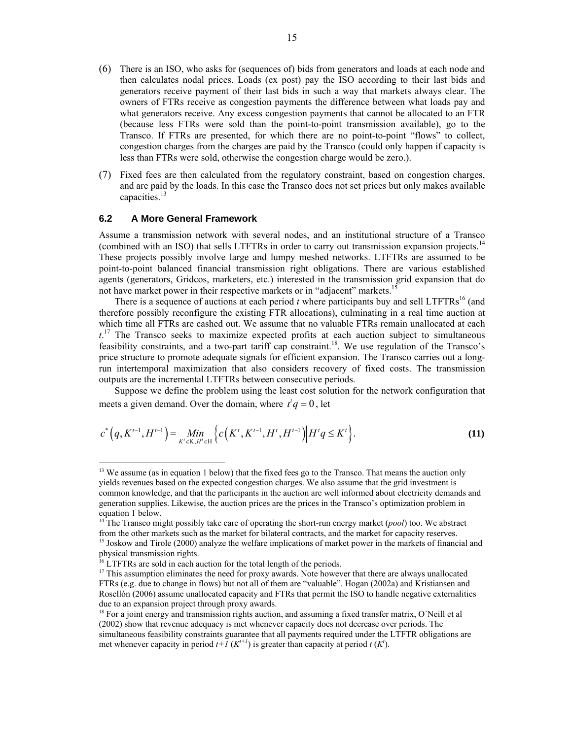(6) There is an ISO, who asks for (sequences of) bids from generators and loads at each node and then calculates nodal prices. Loads (ex post) pay the ISO according to their last bids and generators receive payment of their last bids in such a way that markets always clear. The owners of FTRs receive as congestion payments the difference between what loads pay and what generators receive. Any excess congestion payments that cannot be allocated to an FTR (because less FTRs were sold than the point-to-point transmission available), go to the Transco. If FTRs are presented, for which there are no point-to-point "flows" to collect, congestion charges from the charges are paid by the Transco (could only happen if capacity is less than FTRs were sold, otherwise the congestion charge would be zero.).

(7) Fixed fees are then calculated from the regulatory constraint, based on congestion charges, and are paid by the loads. In this case the Transco does not set prices but only makes available capacities.[13]

### 6.2 A More General Framework

Assume a transmission network with several nodes, and an institutional structure of a Transco (combined with an ISO) that sells LTFTRs in order to carry out transmission expansion projects.[14] These projects possibly involve large and lumpy meshed networks. LTFTRs are assumed to be point-to-point balanced financial transmission right obligations. There are various established agents (generators, Gridcos, marketers, etc.) interested in the transmission grid expansion that do not have market power in their respective markets or in "adjacent" markets.[15]

There is a sequence of auctions at each period $t$ where participants buy and sell LTFTRs[16] (and therefore possibly reconfigure the existing FTR allocations), culminating in a real time auction at which time all FTRs are cashed out. We assume that no valuable FTRs remain unallocated at each $t$.[17] The Transco seeks to maximize expected profits at each auction subject to simultaneous feasibility constraints, and a two-part tariff cap constraint.[18]. We use regulation of the Transco's price structure to promote adequate signals for efficient expansion. The Transco carries out a long-run intertemporal maximization that also considers recovery of fixed costs. The transmission outputs are the incremental LTFTRs between consecutive periods.

Suppose we define the problem using the least cost solution for the network configuration that meets a given demand. Over the domain, where $t^t q = 0$, let

$$c^*\left(q, K^{t-1}, H^{t-1}\right) = \underset{K^t \in \mathrm{K}, H^t \in \mathrm{H}}{Min} \left\{ c\left(K^t, K^{t-1}, H^t, H^{t-1}\right) \middle| H^t q \leq K^t \right\}. \tag{11}$$

---

[13] We assume (as in equation 1 below) that the fixed fees go to the Transco. That means the auction only yields revenues based on the expected congestion charges. We also assume that the grid investment is common knowledge, and that the participants in the auction are well informed about electricity demands and generation supplies. Likewise, the auction prices are the prices in the Transco's optimization problem in equation 1 below.

[14] The Transco might possibly take care of operating the short-run energy market (*pool*) too. We abstract from the other markets such as the market for bilateral contracts, and the market for capacity reserves.

[15] Joskow and Tirole (2000) analyze the welfare implications of market power in the markets of financial and physical transmission rights.

[16] LTFTRs are sold in each auction for the total length of the periods.

[17] This assumption eliminates the need for proxy awards. Note however that there are always unallocated FTRs (e.g. due to change in flows) but not all of them are "valuable". Hogan (2002a) and Kristiansen and Rosellón (2006) assume unallocated capacity and FTRs that permit the ISO to handle negative externalities due to an expansion project through proxy awards.

[18] For a joint energy and transmission rights auction, and assuming a fixed transfer matrix, O´Neill et al (2002) show that revenue adequacy is met whenever capacity does not decrease over periods. The simultaneous feasibility constraints guarantee that all payments required under the LTFTR obligations are met whenever capacity in period $t+1$ ($K^{t+1}$) is greater than capacity at period $t$ ($K^t$).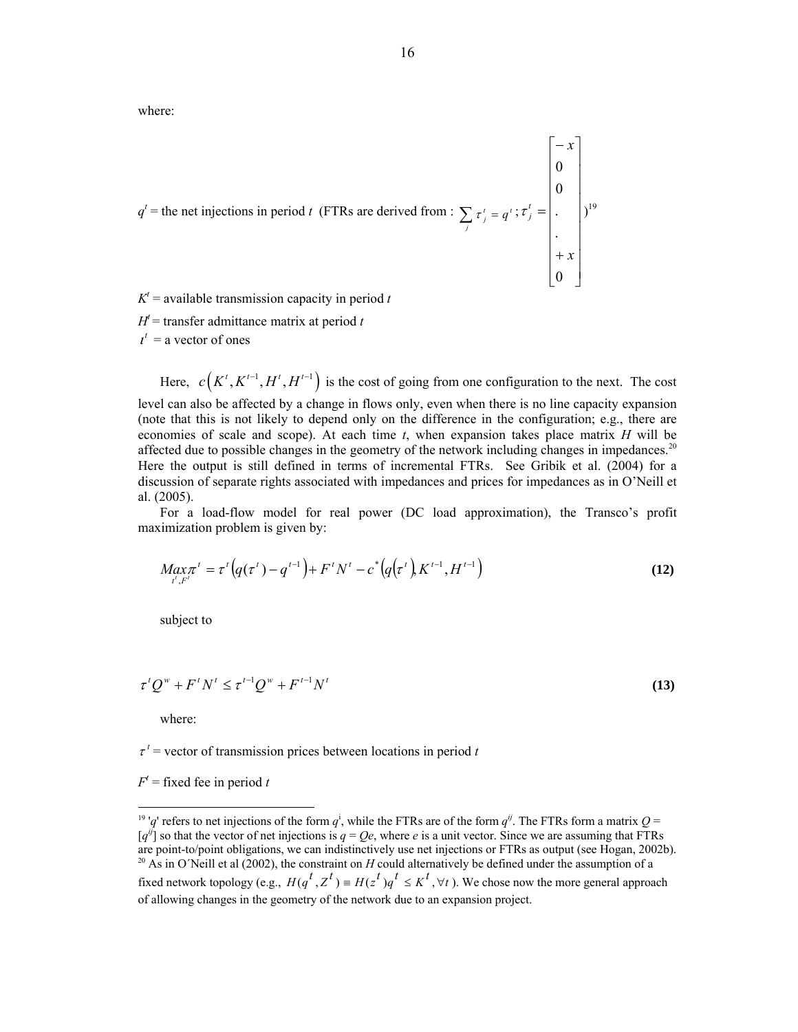where:

$q^t$ = the net injections in period $t$ (FTRs are derived from : $\sum_j \tau_j^t = q^t\,;\tau_j^t = \begin{bmatrix} -x \\ 0 \\ 0 \\ . \\ . \\ +x \\ 0 \end{bmatrix}$ )[19]

$K^t$ = available transmission capacity in period $t$

$H^t$ = transfer admittance matrix at period $t$

$\iota^t$ = a vector of ones

Here, $c\left(K^t, K^{t-1}, H^t, H^{t-1}\right)$ is the cost of going from one configuration to the next. The cost level can also be affected by a change in flows only, even when there is no line capacity expansion (note that this is not likely to depend only on the difference in the configuration; e.g., there are economies of scale and scope). At each time $t$, when expansion takes place matrix $H$ will be affected due to possible changes in the geometry of the network including changes in impedances.[20] Here the output is still defined in terms of incremental FTRs. See Gribik et al. (2004) for a discussion of separate rights associated with impedances and prices for impedances as in O'Neill et al. (2005).

For a load-flow model for real power (DC load approximation), the Transco's profit maximization problem is given by:

$$\underset{t^t, F^t}{Max}\pi^t = \tau^t\left(q(\tau^t) - q^{t-1}\right) + F^t N^t - c^*\left(q\left(\tau^t\right), K^{t-1}, H^{t-1}\right) \qquad \textbf{(12)}$$

subject to

$$\tau^t Q^w + F^t N^t \leq \tau^{t-1} Q^w + F^{t-1} N^t \qquad \textbf{(13)}$$

where:

$\tau^t$ = vector of transmission prices between locations in period $t$

$F^t$ = fixed fee in period $t$

---

[19] '$q$' refers to net injections of the form $q^i$, while the FTRs are of the form $q^{ij}$. The FTRs form a matrix $Q = [q^{ij}]$ so that the vector of net injections is $q = Qe$, where $e$ is a unit vector. Since we are assuming that FTRs are point-to/point obligations, we can indistinctively use net injections or FTRs as output (see Hogan, 2002b).

[20] As in O´Neill et al (2002), the constraint on $H$ could alternatively be defined under the assumption of a fixed network topology (e.g., $H(q^t, Z^t) \equiv H(z^t)q^t \leq K^t, \forall t$ ). We chose now the more general approach of allowing changes in the geometry of the network due to an expansion project.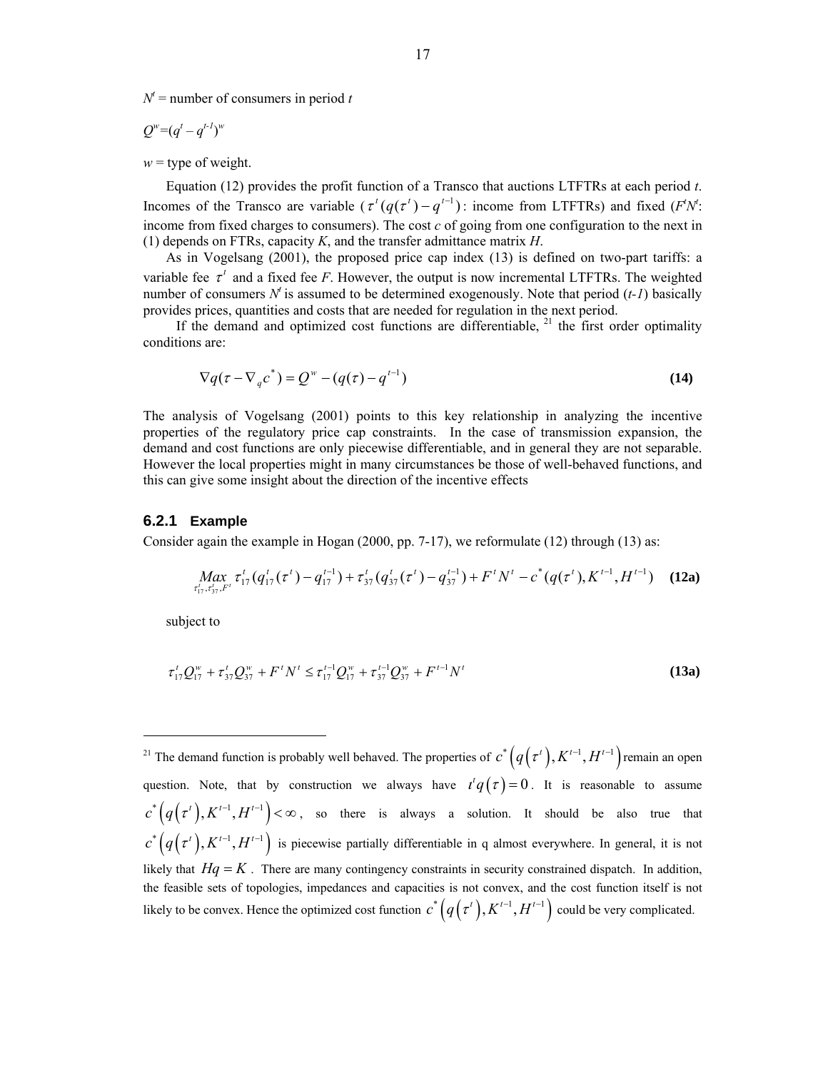$N^t$ = number of consumers in period $t$

$Q^w = (q^t - q^{t-1})^w$

$w$ = type of weight.

Equation (12) provides the profit function of a Transco that auctions LTFTRs at each period $t$. Incomes of the Transco are variable ($\tau^t(q(\tau^t) - q^{t-1})$: income from LTFTRs) and fixed ($F^tN^t$: income from fixed charges to consumers). The cost $c$ of going from one configuration to the next in (1) depends on FTRs, capacity $K$, and the transfer admittance matrix $H$.

As in Vogelsang (2001), the proposed price cap index (13) is defined on two-part tariffs: a variable fee $\tau^t$ and a fixed fee $F$. However, the output is now incremental LTFTRs. The weighted number of consumers $N^t$ is assumed to be determined exogenously. Note that period ($t$-1) basically provides prices, quantities and costs that are needed for regulation in the next period.

If the demand and optimized cost functions are differentiable, [21] the first order optimality conditions are:

$$\nabla q(\tau - \nabla_q c^*) = Q^w - (q(\tau) - q^{t-1}) \tag{14}$$

The analysis of Vogelsang (2001) points to this key relationship in analyzing the incentive properties of the regulatory price cap constraints. In the case of transmission expansion, the demand and cost functions are only piecewise differentiable, and in general they are not separable. However the local properties might in many circumstances be those of well-behaved functions, and this can give some insight about the direction of the incentive effects

### 6.2.1 Example

Consider again the example in Hogan (2000, pp. 7-17), we reformulate (12) through (13) as:

$$\underset{\tau_{17}^t, \tau_{37}^t, F^t}{Max}\ \tau_{17}^t(q_{17}^t(\tau^t) - q_{17}^{t-1}) + \tau_{37}^t(q_{37}^t(\tau^t) - q_{37}^{t-1}) + F^tN^t - c^*(q(\tau^t), K^{t-1}, H^{t-1}) \tag{12a}$$

subject to

$$\tau_{17}^t Q_{17}^w + \tau_{37}^t Q_{37}^w + F^tN^t \leq \tau_{17}^{t-1} Q_{17}^w + \tau_{37}^{t-1} Q_{37}^w + F^{t-1}N^t \tag{13a}$$

---

[21] The demand function is probably well behaved. The properties of $c^*\left(q\left(\tau^t\right), K^{t-1}, H^{t-1}\right)$ remain an open question. Note, that by construction we always have $t^t q\left(\tau\right) = 0$. It is reasonable to assume $c^*\left(q\left(\tau^t\right), K^{t-1}, H^{t-1}\right) < \infty$, so there is always a solution. It should be also true that $c^*\left(q\left(\tau^t\right), K^{t-1}, H^{t-1}\right)$ is piecewise partially differentiable in q almost everywhere. In general, it is not likely that $Hq = K$. There are many contingency constraints in security constrained dispatch. In addition, the feasible sets of topologies, impedances and capacities is not convex, and the cost function itself is not likely to be convex. Hence the optimized cost function $c^*\left(q\left(\tau^t\right), K^{t-1}, H^{t-1}\right)$ could be very complicated.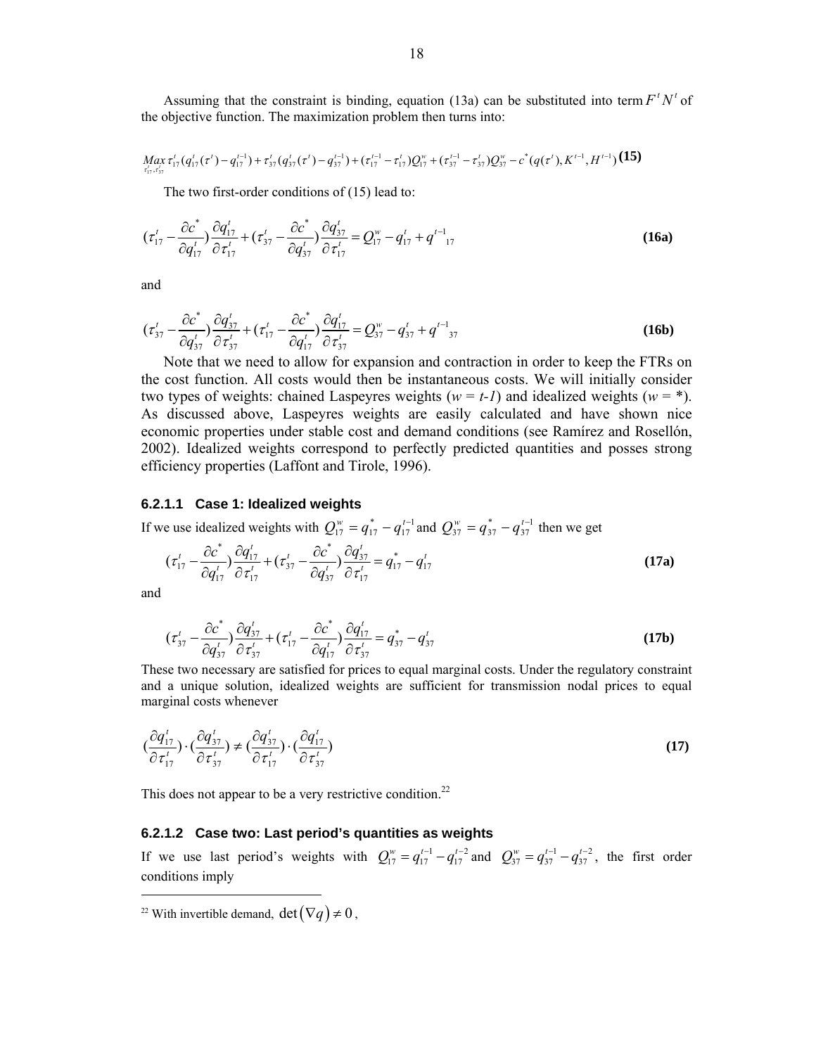Assuming that the constraint is binding, equation (13a) can be substituted into term $F^t N^t$ of the objective function. The maximization problem then turns into:

$$\underset{\tau_{17}^t, \tau_{37}^t}{Max}\ \tau_{17}^t (q_{17}^t(\tau^t) - q_{17}^{t-1}) + \tau_{37}^t (q_{37}^t(\tau^t) - q_{37}^{t-1}) + (\tau_{17}^{t-1} - \tau_{17}^t) Q_{17}^w + (\tau_{37}^{t-1} - \tau_{37}^t) Q_{37}^w - c^*(q(\tau^t), K^{t-1}, H^{t-1}) \quad \textbf{(15)}$$

The two first-order conditions of (15) lead to:

$$(\tau_{17}^t - \frac{\partial c^*}{\partial q_{17}^t})\frac{\partial q_{17}^t}{\partial \tau_{17}^t} + (\tau_{37}^t - \frac{\partial c^*}{\partial q_{37}^t})\frac{\partial q_{37}^t}{\partial \tau_{17}^t} = Q_{17}^w - q_{17}^t + q^{t-1}{}_{17} \quad \textbf{(16a)}$$

and

$$(\tau_{37}^t - \frac{\partial c^*}{\partial q_{37}^t})\frac{\partial q_{37}^t}{\partial \tau_{37}^t} + (\tau_{17}^t - \frac{\partial c^*}{\partial q_{17}^t})\frac{\partial q_{17}^t}{\partial \tau_{37}^t} = Q_{37}^w - q_{37}^t + q^{t-1}{}_{37} \quad \textbf{(16b)}$$

Note that we need to allow for expansion and contraction in order to keep the FTRs on the cost function. All costs would then be instantaneous costs. We will initially consider two types of weights: chained Laspeyres weights ($w = t\text{-}1$) and idealized weights ($w = *$). As discussed above, Laspeyres weights are easily calculated and have shown nice economic properties under stable cost and demand conditions (see Ramírez and Rosellón, 2002). Idealized weights correspond to perfectly predicted quantities and posses strong efficiency properties (Laffont and Tirole, 1996).

#### 6.2.1.1 Case 1: Idealized weights

If we use idealized weights with $Q_{17}^w = q_{17}^* - q_{17}^{t-1}$ and $Q_{37}^w = q_{37}^* - q_{37}^{t-1}$ then we get

$$(\tau_{17}^t - \frac{\partial c^*}{\partial q_{17}^t})\frac{\partial q_{17}^t}{\partial \tau_{17}^t} + (\tau_{37}^t - \frac{\partial c^*}{\partial q_{37}^t})\frac{\partial q_{37}^t}{\partial \tau_{17}^t} = q_{17}^* - q_{17}^t \quad \textbf{(17a)}$$

and

$$(\tau_{37}^t - \frac{\partial c^*}{\partial q_{37}^t})\frac{\partial q_{37}^t}{\partial \tau_{37}^t} + (\tau_{17}^t - \frac{\partial c^*}{\partial q_{17}^t})\frac{\partial q_{17}^t}{\partial \tau_{37}^t} = q_{37}^* - q_{37}^t \quad \textbf{(17b)}$$

These two necessary are satisfied for prices to equal marginal costs. Under the regulatory constraint and a unique solution, idealized weights are sufficient for transmission nodal prices to equal marginal costs whenever

$$(\frac{\partial q_{17}^t}{\partial \tau_{17}^t}) \cdot (\frac{\partial q_{37}^t}{\partial \tau_{37}^t}) \neq (\frac{\partial q_{37}^t}{\partial \tau_{17}^t}) \cdot (\frac{\partial q_{17}^t}{\partial \tau_{37}^t}) \quad \textbf{(17)}$$

This does not appear to be a very restrictive condition.[22]

#### 6.2.1.2 Case two: Last period's quantities as weights

If we use last period's weights with $Q_{17}^w = q_{17}^{t-1} - q_{17}^{t-2}$ and $Q_{37}^w = q_{37}^{t-1} - q_{37}^{t-2}$, the first order conditions imply

---

[22] With invertible demand, $\det(\nabla q) \neq 0$,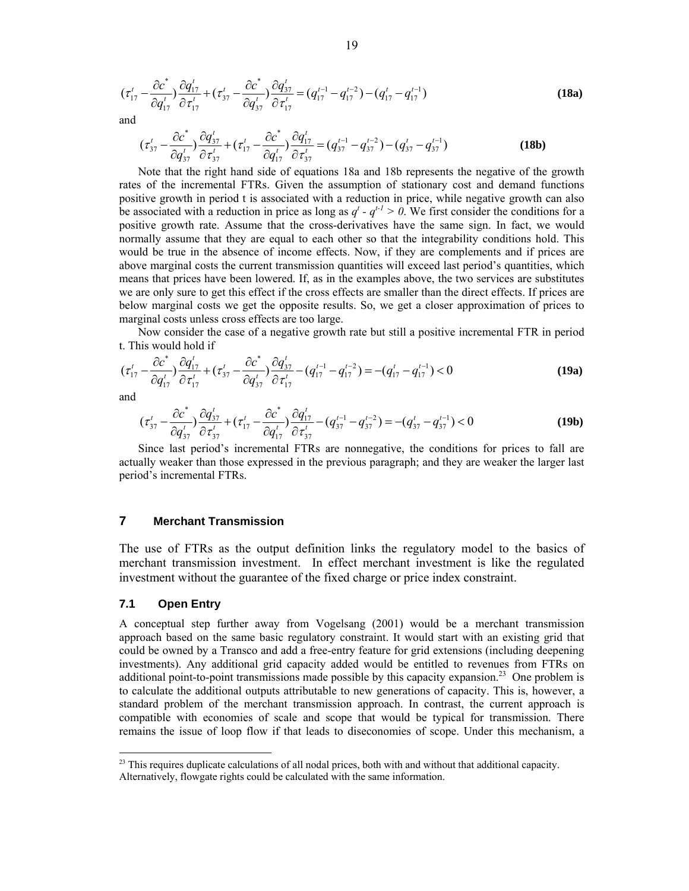$$(\tau_{17}^t - \frac{\partial c^*}{\partial q_{17}^t})\frac{\partial q_{17}^t}{\partial \tau_{17}^t} + (\tau_{37}^t - \frac{\partial c^*}{\partial q_{37}^t})\frac{\partial q_{37}^t}{\partial \tau_{17}^t} = (q_{17}^{t-1} - q_{17}^{t-2}) - (q_{17}^t - q_{17}^{t-1}) \tag{18a}$$

and

$$(\tau_{37}^t - \frac{\partial c^*}{\partial q_{37}^t})\frac{\partial q_{37}^t}{\partial \tau_{37}^t} + (\tau_{17}^t - \frac{\partial c^*}{\partial q_{17}^t})\frac{\partial q_{17}^t}{\partial \tau_{37}^t} = (q_{37}^{t-1} - q_{37}^{t-2}) - (q_{37}^t - q_{37}^{t-1}) \tag{18b}$$

Note that the right hand side of equations 18a and 18b represents the negative of the growth rates of the incremental FTRs. Given the assumption of stationary cost and demand functions positive growth in period t is associated with a reduction in price, while negative growth can also be associated with a reduction in price as long as $q^t - q^{t-1} > 0$. We first consider the conditions for a positive growth rate. Assume that the cross-derivatives have the same sign. In fact, we would normally assume that they are equal to each other so that the integrability conditions hold. This would be true in the absence of income effects. Now, if they are complements and if prices are above marginal costs the current transmission quantities will exceed last period's quantities, which means that prices have been lowered. If, as in the examples above, the two services are substitutes we are only sure to get this effect if the cross effects are smaller than the direct effects. If prices are below marginal costs we get the opposite results. So, we get a closer approximation of prices to marginal costs unless cross effects are too large.

Now consider the case of a negative growth rate but still a positive incremental FTR in period t. This would hold if

$$(\tau_{17}^t - \frac{\partial c^*}{\partial q_{17}^t})\frac{\partial q_{17}^t}{\partial \tau_{17}^t} + (\tau_{37}^t - \frac{\partial c^*}{\partial q_{37}^t})\frac{\partial q_{37}^t}{\partial \tau_{17}^t} - (q_{17}^{t-1} - q_{17}^{t-2}) = -(q_{17}^t - q_{17}^{t-1}) < 0 \tag{19a}$$

and

$$(\tau_{37}^t - \frac{\partial c^*}{\partial q_{37}^t})\frac{\partial q_{37}^t}{\partial \tau_{37}^t} + (\tau_{17}^t - \frac{\partial c^*}{\partial q_{17}^t})\frac{\partial q_{17}^t}{\partial \tau_{37}^t} - (q_{37}^{t-1} - q_{37}^{t-2}) = -(q_{37}^t - q_{37}^{t-1}) < 0 \tag{19b}$$

Since last period's incremental FTRs are nonnegative, the conditions for prices to fall are actually weaker than those expressed in the previous paragraph; and they are weaker the larger last period's incremental FTRs.

## 7 Merchant Transmission

The use of FTRs as the output definition links the regulatory model to the basics of merchant transmission investment. In effect merchant investment is like the regulated investment without the guarantee of the fixed charge or price index constraint.

### 7.1 Open Entry

A conceptual step further away from Vogelsang (2001) would be a merchant transmission approach based on the same basic regulatory constraint. It would start with an existing grid that could be owned by a Transco and add a free-entry feature for grid extensions (including deepening investments). Any additional grid capacity added would be entitled to revenues from FTRs on additional point-to-point transmissions made possible by this capacity expansion.[23] One problem is to calculate the additional outputs attributable to new generations of capacity. This is, however, a standard problem of the merchant transmission approach. In contrast, the current approach is compatible with economies of scale and scope that would be typical for transmission. There remains the issue of loop flow if that leads to diseconomies of scope. Under this mechanism, a

[23] This requires duplicate calculations of all nodal prices, both with and without that additional capacity. Alternatively, flowgate rights could be calculated with the same information.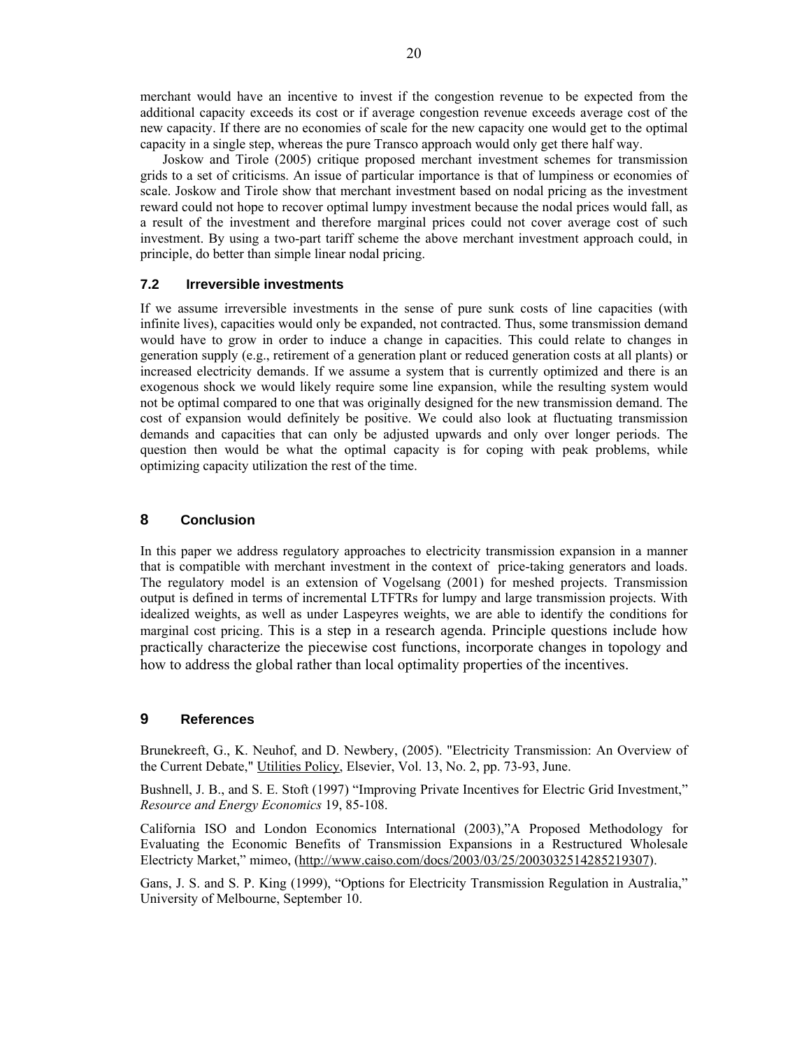merchant would have an incentive to invest if the congestion revenue to be expected from the additional capacity exceeds its cost or if average congestion revenue exceeds average cost of the new capacity. If there are no economies of scale for the new capacity one would get to the optimal capacity in a single step, whereas the pure Transco approach would only get there half way.

Joskow and Tirole (2005) critique proposed merchant investment schemes for transmission grids to a set of criticisms. An issue of particular importance is that of lumpiness or economies of scale. Joskow and Tirole show that merchant investment based on nodal pricing as the investment reward could not hope to recover optimal lumpy investment because the nodal prices would fall, as a result of the investment and therefore marginal prices could not cover average cost of such investment. By using a two-part tariff scheme the above merchant investment approach could, in principle, do better than simple linear nodal pricing.

### 7.2 Irreversible investments

If we assume irreversible investments in the sense of pure sunk costs of line capacities (with infinite lives), capacities would only be expanded, not contracted. Thus, some transmission demand would have to grow in order to induce a change in capacities. This could relate to changes in generation supply (e.g., retirement of a generation plant or reduced generation costs at all plants) or increased electricity demands. If we assume a system that is currently optimized and there is an exogenous shock we would likely require some line expansion, while the resulting system would not be optimal compared to one that was originally designed for the new transmission demand. The cost of expansion would definitely be positive. We could also look at fluctuating transmission demands and capacities that can only be adjusted upwards and only over longer periods. The question then would be what the optimal capacity is for coping with peak problems, while optimizing capacity utilization the rest of the time.

## 8 Conclusion

In this paper we address regulatory approaches to electricity transmission expansion in a manner that is compatible with merchant investment in the context of price-taking generators and loads. The regulatory model is an extension of Vogelsang (2001) for meshed projects. Transmission output is defined in terms of incremental LTFTRs for lumpy and large transmission projects. With idealized weights, as well as under Laspeyres weights, we are able to identify the conditions for marginal cost pricing. This is a step in a research agenda. Principle questions include how practically characterize the piecewise cost functions, incorporate changes in topology and how to address the global rather than local optimality properties of the incentives.

## 9 References

Brunekreeft, G., K. Neuhof, and D. Newbery, (2005). "Electricity Transmission: An Overview of the Current Debate," Utilities Policy, Elsevier, Vol. 13, No. 2, pp. 73-93, June.

Bushnell, J. B., and S. E. Stoft (1997) "Improving Private Incentives for Electric Grid Investment," *Resource and Energy Economics* 19, 85-108.

California ISO and London Economics International (2003),"A Proposed Methodology for Evaluating the Economic Benefits of Transmission Expansions in a Restructured Wholesale Electricty Market," mimeo, (http://www.caiso.com/docs/2003/03/25/2003032514285219307).

Gans, J. S. and S. P. King (1999), "Options for Electricity Transmission Regulation in Australia," University of Melbourne, September 10.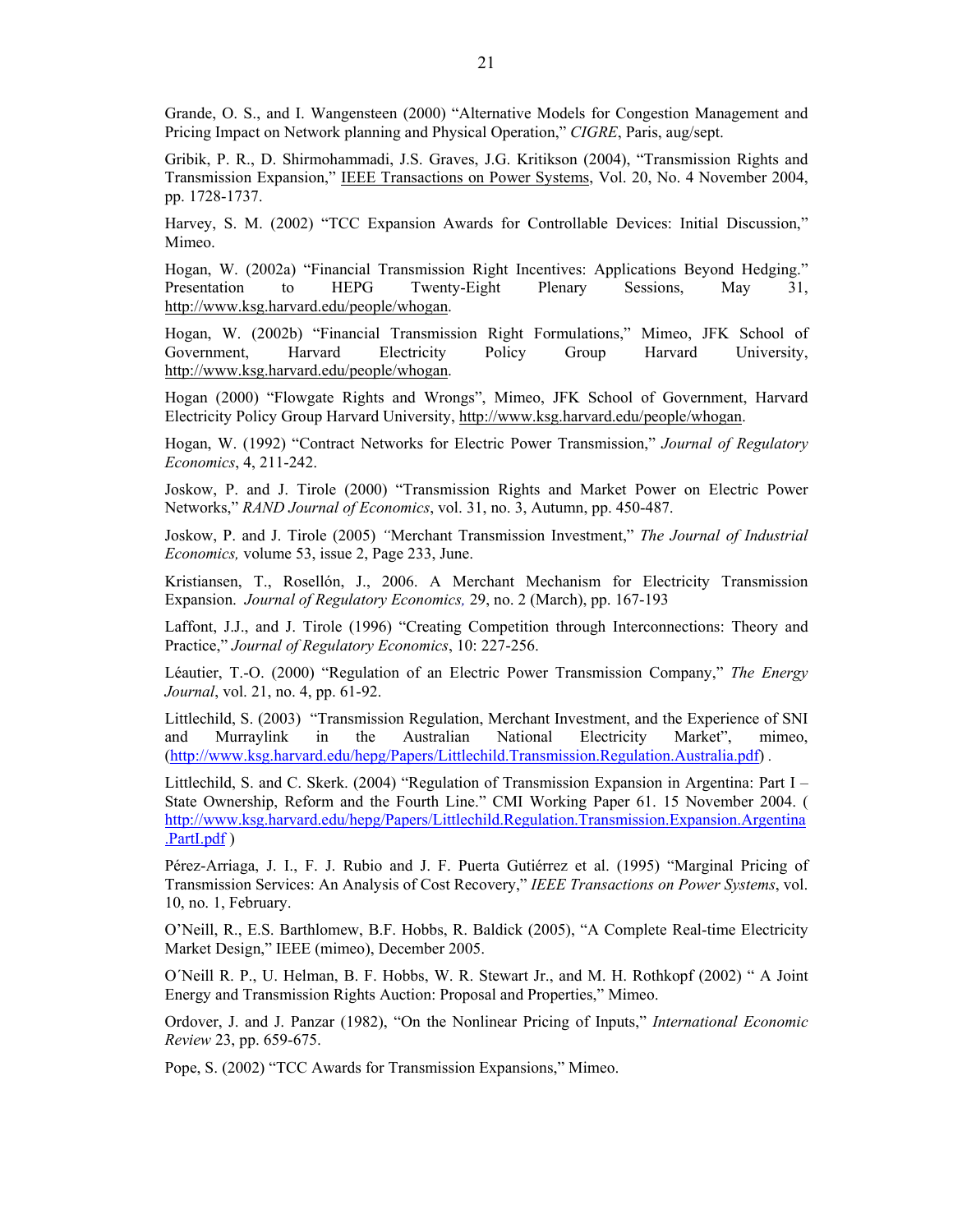Grande, O. S., and I. Wangensteen (2000) "Alternative Models for Congestion Management and Pricing Impact on Network planning and Physical Operation," *CIGRE*, Paris, aug/sept.

Gribik, P. R., D. Shirmohammadi, J.S. Graves, J.G. Kritikson (2004), "Transmission Rights and Transmission Expansion," IEEE Transactions on Power Systems, Vol. 20, No. 4 November 2004, pp. 1728-1737.

Harvey, S. M. (2002) "TCC Expansion Awards for Controllable Devices: Initial Discussion," Mimeo.

Hogan, W. (2002a) "Financial Transmission Right Incentives: Applications Beyond Hedging." Presentation to HEPG Twenty-Eight Plenary Sessions, May 31, http://www.ksg.harvard.edu/people/whogan.

Hogan, W. (2002b) "Financial Transmission Right Formulations," Mimeo, JFK School of Government, Harvard Electricity Policy Group Harvard University, http://www.ksg.harvard.edu/people/whogan.

Hogan (2000) "Flowgate Rights and Wrongs", Mimeo, JFK School of Government, Harvard Electricity Policy Group Harvard University, http://www.ksg.harvard.edu/people/whogan.

Hogan, W. (1992) "Contract Networks for Electric Power Transmission," *Journal of Regulatory Economics*, 4, 211-242.

Joskow, P. and J. Tirole (2000) "Transmission Rights and Market Power on Electric Power Networks," *RAND Journal of Economics*, vol. 31, no. 3, Autumn, pp. 450-487.

Joskow, P. and J. Tirole (2005) *"*Merchant Transmission Investment," *The Journal of Industrial Economics,* volume 53, issue 2, Page 233, June.

Kristiansen, T., Rosellón, J., 2006. A Merchant Mechanism for Electricity Transmission Expansion. *Journal of Regulatory Economics,* 29, no. 2 (March), pp. 167-193

Laffont, J.J., and J. Tirole (1996) "Creating Competition through Interconnections: Theory and Practice," *Journal of Regulatory Economics*, 10: 227-256.

Léautier, T.-O. (2000) "Regulation of an Electric Power Transmission Company," *The Energy Journal*, vol. 21, no. 4, pp. 61-92.

Littlechild, S. (2003) "Transmission Regulation, Merchant Investment, and the Experience of SNI and Murraylink in the Australian National Electricity Market", mimeo, (http://www.ksg.harvard.edu/hepg/Papers/Littlechild.Transmission.Regulation.Australia.pdf) .

Littlechild, S. and C. Skerk. (2004) "Regulation of Transmission Expansion in Argentina: Part I – State Ownership, Reform and the Fourth Line." CMI Working Paper 61. 15 November 2004. ( http://www.ksg.harvard.edu/hepg/Papers/Littlechild.Regulation.Transmission.Expansion.Argentina.PartI.pdf )

Pérez-Arriaga, J. I., F. J. Rubio and J. F. Puerta Gutiérrez et al. (1995) "Marginal Pricing of Transmission Services: An Analysis of Cost Recovery," *IEEE Transactions on Power Systems*, vol. 10, no. 1, February.

O'Neill, R., E.S. Barthlomew, B.F. Hobbs, R. Baldick (2005), "A Complete Real-time Electricity Market Design," IEEE (mimeo), December 2005.

O´Neill R. P., U. Helman, B. F. Hobbs, W. R. Stewart Jr., and M. H. Rothkopf (2002) " A Joint Energy and Transmission Rights Auction: Proposal and Properties," Mimeo.

Ordover, J. and J. Panzar (1982), "On the Nonlinear Pricing of Inputs," *International Economic Review* 23, pp. 659-675.

Pope, S. (2002) "TCC Awards for Transmission Expansions," Mimeo.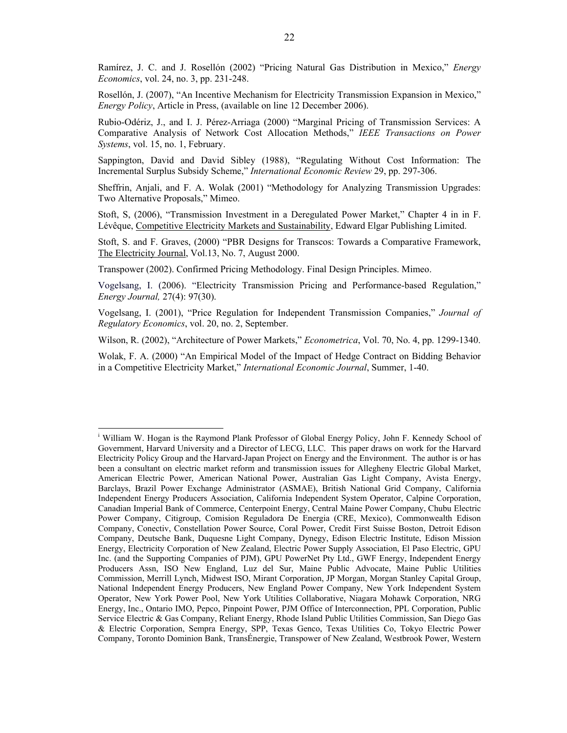Ramírez, J. C. and J. Rosellón (2002) "Pricing Natural Gas Distribution in Mexico," *Energy Economics*, vol. 24, no. 3, pp. 231-248.

Rosellón, J. (2007), "An Incentive Mechanism for Electricity Transmission Expansion in Mexico," *Energy Policy*, Article in Press, (available on line 12 December 2006).

Rubio-Odériz, J., and I. J. Pérez-Arriaga (2000) "Marginal Pricing of Transmission Services: A Comparative Analysis of Network Cost Allocation Methods," *IEEE Transactions on Power Systems*, vol. 15, no. 1, February.

Sappington, David and David Sibley (1988), "Regulating Without Cost Information: The Incremental Surplus Subsidy Scheme," *International Economic Review* 29, pp. 297-306.

Sheffrin, Anjali, and F. A. Wolak (2001) "Methodology for Analyzing Transmission Upgrades: Two Alternative Proposals," Mimeo.

Stoft, S, (2006), "Transmission Investment in a Deregulated Power Market," Chapter 4 in in F. Lévêque, Competitive Electricity Markets and Sustainability, Edward Elgar Publishing Limited.

Stoft, S. and F. Graves, (2000) "PBR Designs for Transcos: Towards a Comparative Framework, The Electricity Journal, Vol.13, No. 7, August 2000.

Transpower (2002). Confirmed Pricing Methodology. Final Design Principles. Mimeo.

Vogelsang, I. (2006). "Electricity Transmission Pricing and Performance-based Regulation," *Energy Journal,* 27(4): 97(30).

Vogelsang, I. (2001), "Price Regulation for Independent Transmission Companies," *Journal of Regulatory Economics*, vol. 20, no. 2, September.

Wilson, R. (2002), "Architecture of Power Markets," *Econometrica*, Vol. 70, No. 4, pp. 1299-1340.

Wolak, F. A. (2000) "An Empirical Model of the Impact of Hedge Contract on Bidding Behavior in a Competitive Electricity Market," *International Economic Journal*, Summer, 1-40.

---

[i] William W. Hogan is the Raymond Plank Professor of Global Energy Policy, John F. Kennedy School of Government, Harvard University and a Director of LECG, LLC. This paper draws on work for the Harvard Electricity Policy Group and the Harvard-Japan Project on Energy and the Environment. The author is or has been a consultant on electric market reform and transmission issues for Allegheny Electric Global Market, American Electric Power, American National Power, Australian Gas Light Company, Avista Energy, Barclays, Brazil Power Exchange Administrator (ASMAE), British National Grid Company, California Independent Energy Producers Association, California Independent System Operator, Calpine Corporation, Canadian Imperial Bank of Commerce, Centerpoint Energy, Central Maine Power Company, Chubu Electric Power Company, Citigroup, Comision Reguladora De Energia (CRE, Mexico), Commonwealth Edison Company, Conectiv, Constellation Power Source, Coral Power, Credit First Suisse Boston, Detroit Edison Company, Deutsche Bank, Duquesne Light Company, Dynegy, Edison Electric Institute, Edison Mission Energy, Electricity Corporation of New Zealand, Electric Power Supply Association, El Paso Electric, GPU Inc. (and the Supporting Companies of PJM), GPU PowerNet Pty Ltd., GWF Energy, Independent Energy Producers Assn, ISO New England, Luz del Sur, Maine Public Advocate, Maine Public Utilities Commission, Merrill Lynch, Midwest ISO, Mirant Corporation, JP Morgan, Morgan Stanley Capital Group, National Independent Energy Producers, New England Power Company, New York Independent System Operator, New York Power Pool, New York Utilities Collaborative, Niagara Mohawk Corporation, NRG Energy, Inc., Ontario IMO, Pepco, Pinpoint Power, PJM Office of Interconnection, PPL Corporation, Public Service Electric & Gas Company, Reliant Energy, Rhode Island Public Utilities Commission, San Diego Gas & Electric Corporation, Sempra Energy, SPP, Texas Genco, Texas Utilities Co, Tokyo Electric Power Company, Toronto Dominion Bank, TransÉnergie, Transpower of New Zealand, Westbrook Power, Western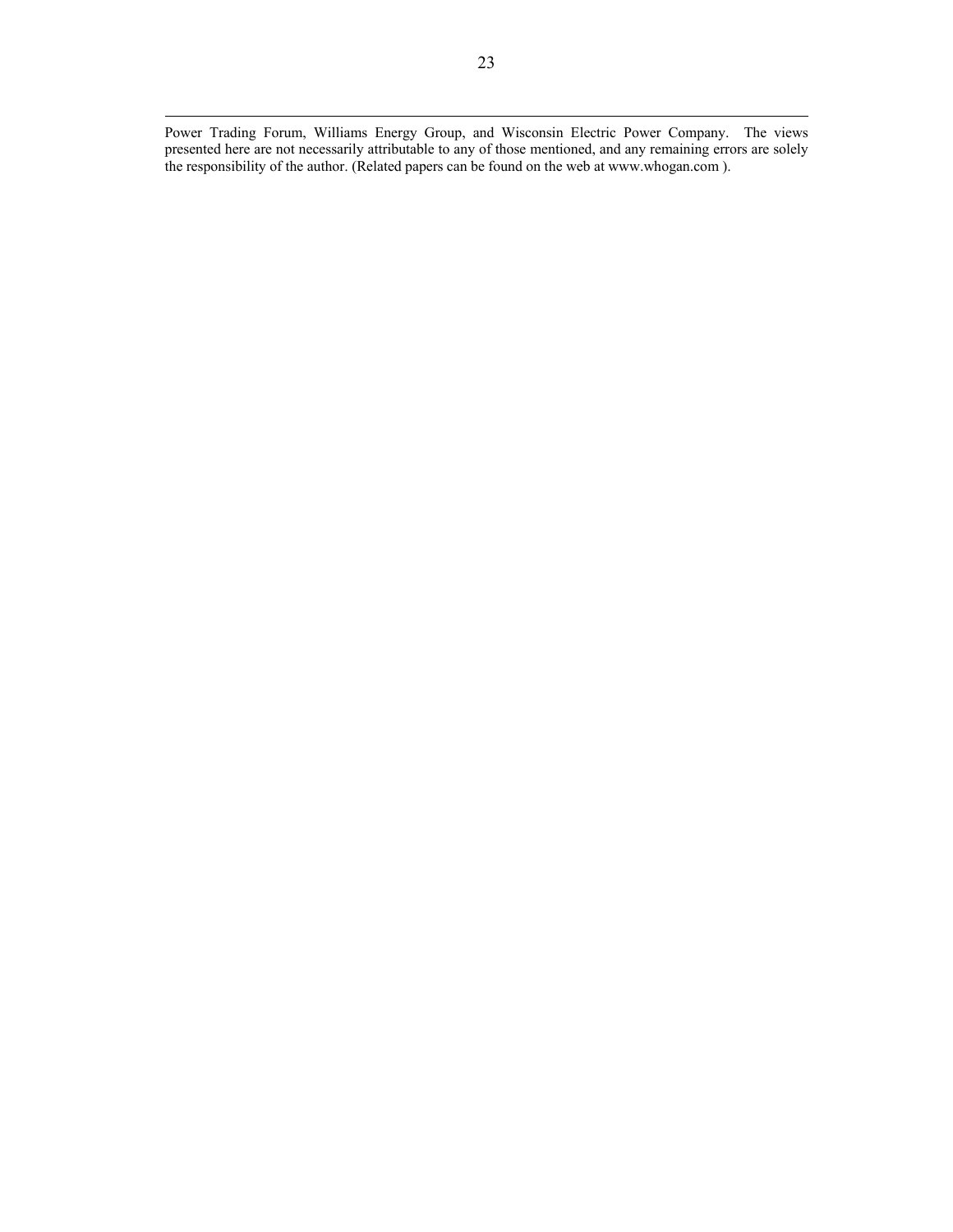Power Trading Forum, Williams Energy Group, and Wisconsin Electric Power Company. The views presented here are not necessarily attributable to any of those mentioned, and any remaining errors are solely the responsibility of the author. (Related papers can be found on the web at www.whogan.com ).